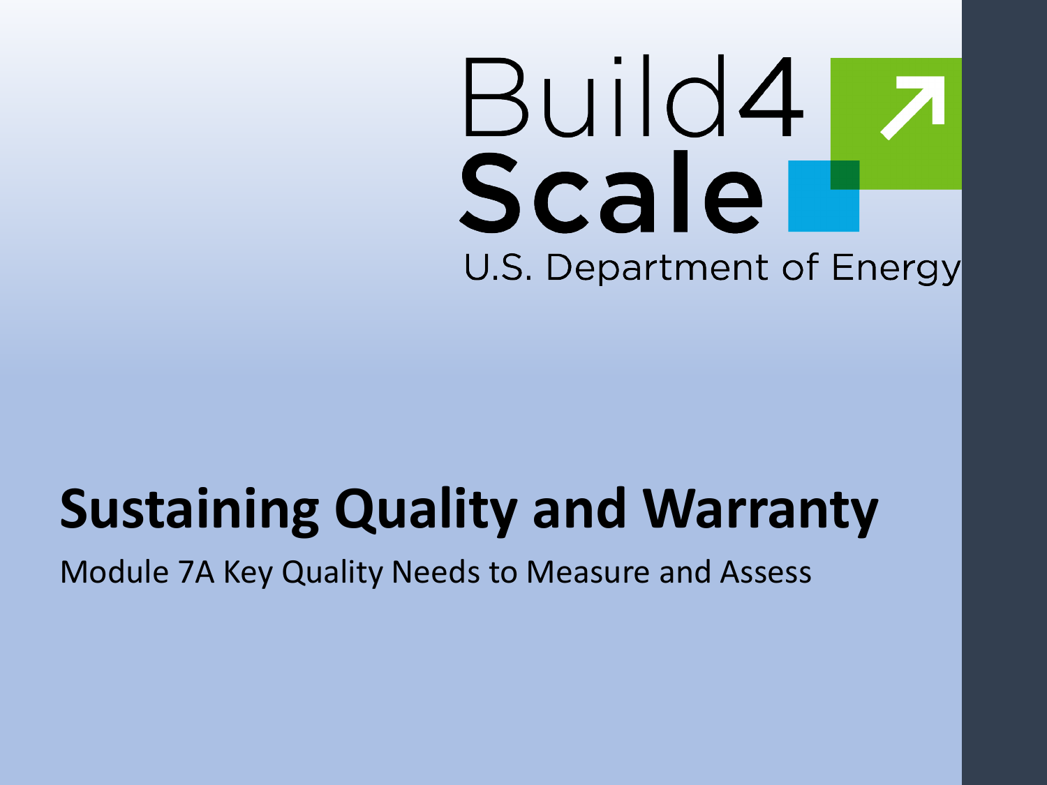Build4 Scale

U.S. Department of Energy

# Sustaining Quality and Warranty

Module 7A Key Quality Needs to Measure and Assess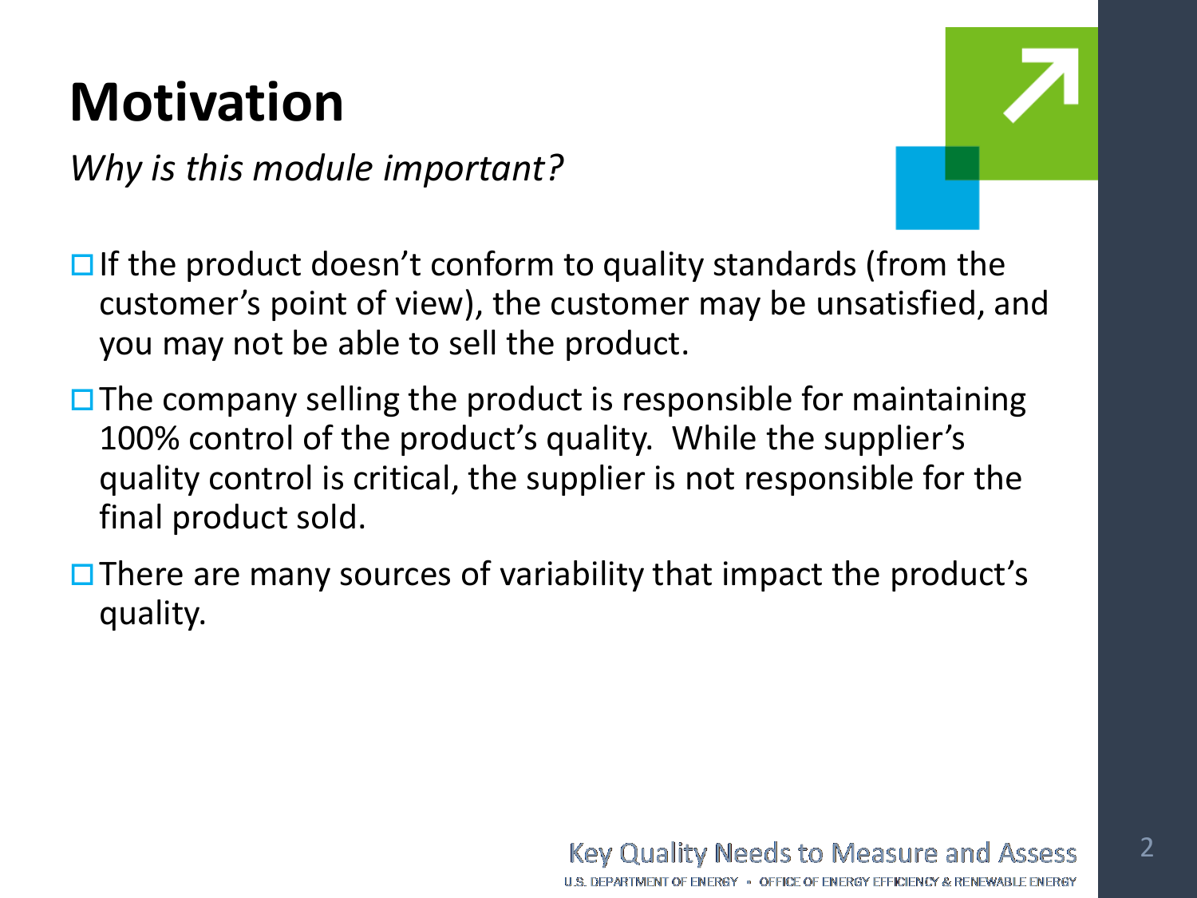# Motivation

*Why is this module important?*

- If the product doesn't conform to quality standards (from the customer's point of view), the customer may be unsatisfied, and you may not be able to sell the product.
- The company selling the product is responsible for maintaining 100% control of the product's quality. While the supplier's quality control is critical, the supplier is not responsible for the final product sold.
- There are many sources of variability that impact the product's quality.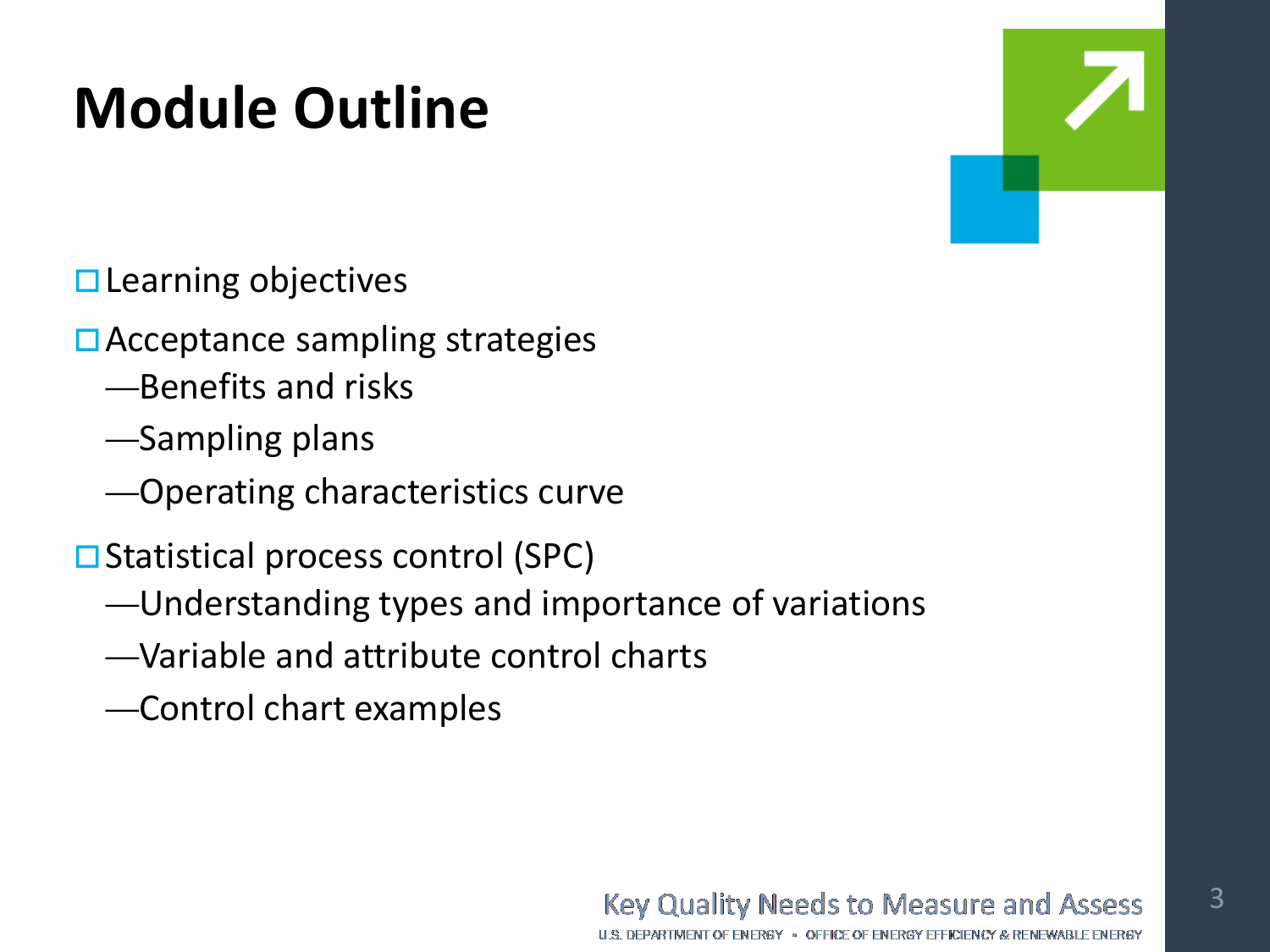# Module Outline

- Learning objectives
- Acceptance sampling strategies
  - Benefits and risks
  - Sampling plans
  - Operating characteristics curve
- Statistical process control (SPC)
  - Understanding types and importance of variations
  - Variable and attribute control charts
  - Control chart examples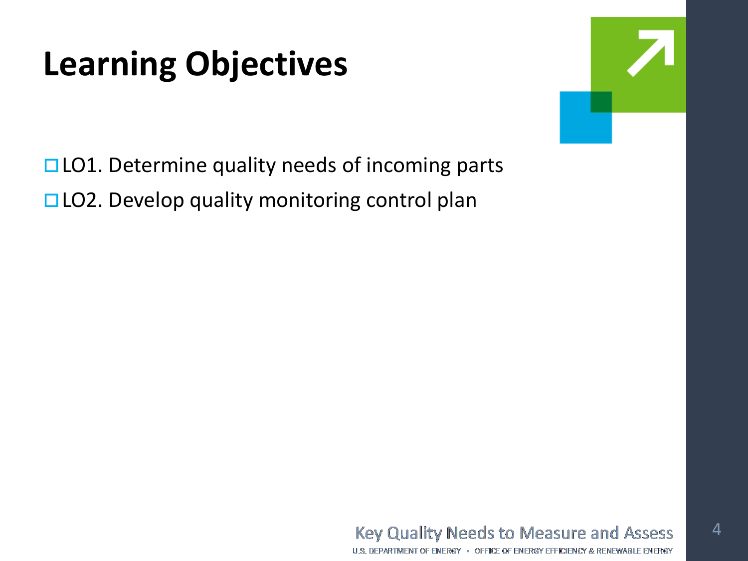# Learning Objectives

- LO1. Determine quality needs of incoming parts
- LO2. Develop quality monitoring control plan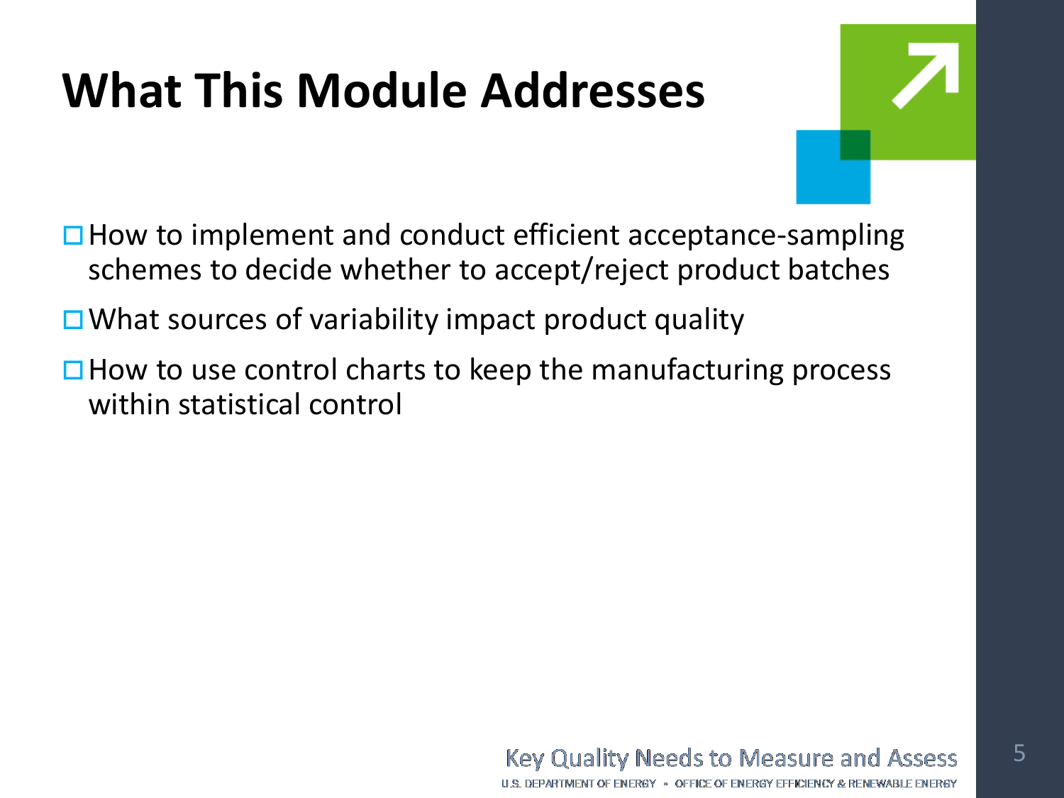# What This Module Addresses

- How to implement and conduct efficient acceptance-sampling schemes to decide whether to accept/reject product batches
- What sources of variability impact product quality
- How to use control charts to keep the manufacturing process within statistical control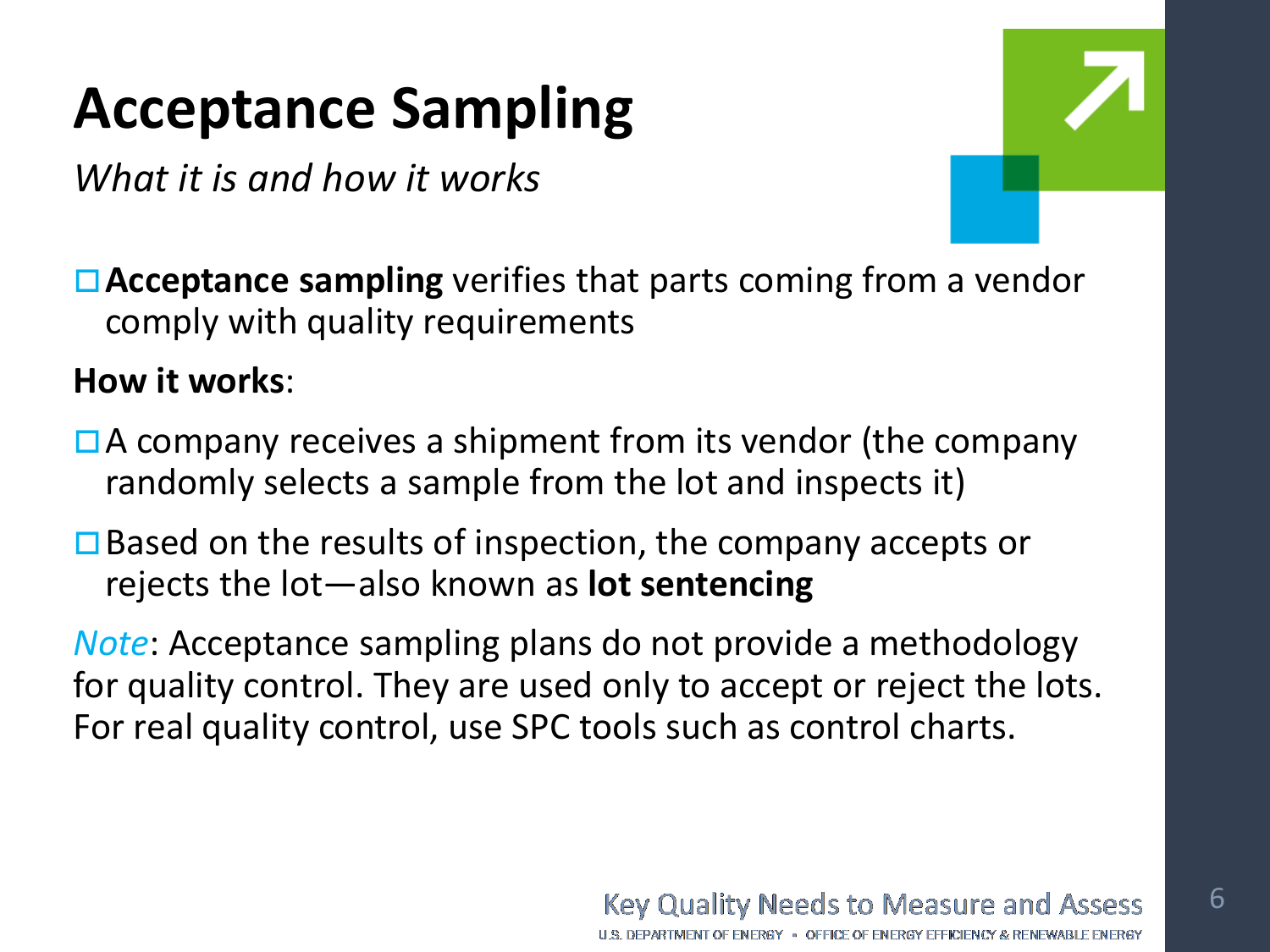# Acceptance Sampling

*What it is and how it works*

- **Acceptance sampling** verifies that parts coming from a vendor comply with quality requirements

**How it works**:

- A company receives a shipment from its vendor (the company randomly selects a sample from the lot and inspects it)
- Based on the results of inspection, the company accepts or rejects the lot—also known as **lot sentencing**

*Note*: Acceptance sampling plans do not provide a methodology for quality control. They are used only to accept or reject the lots. For real quality control, use SPC tools such as control charts.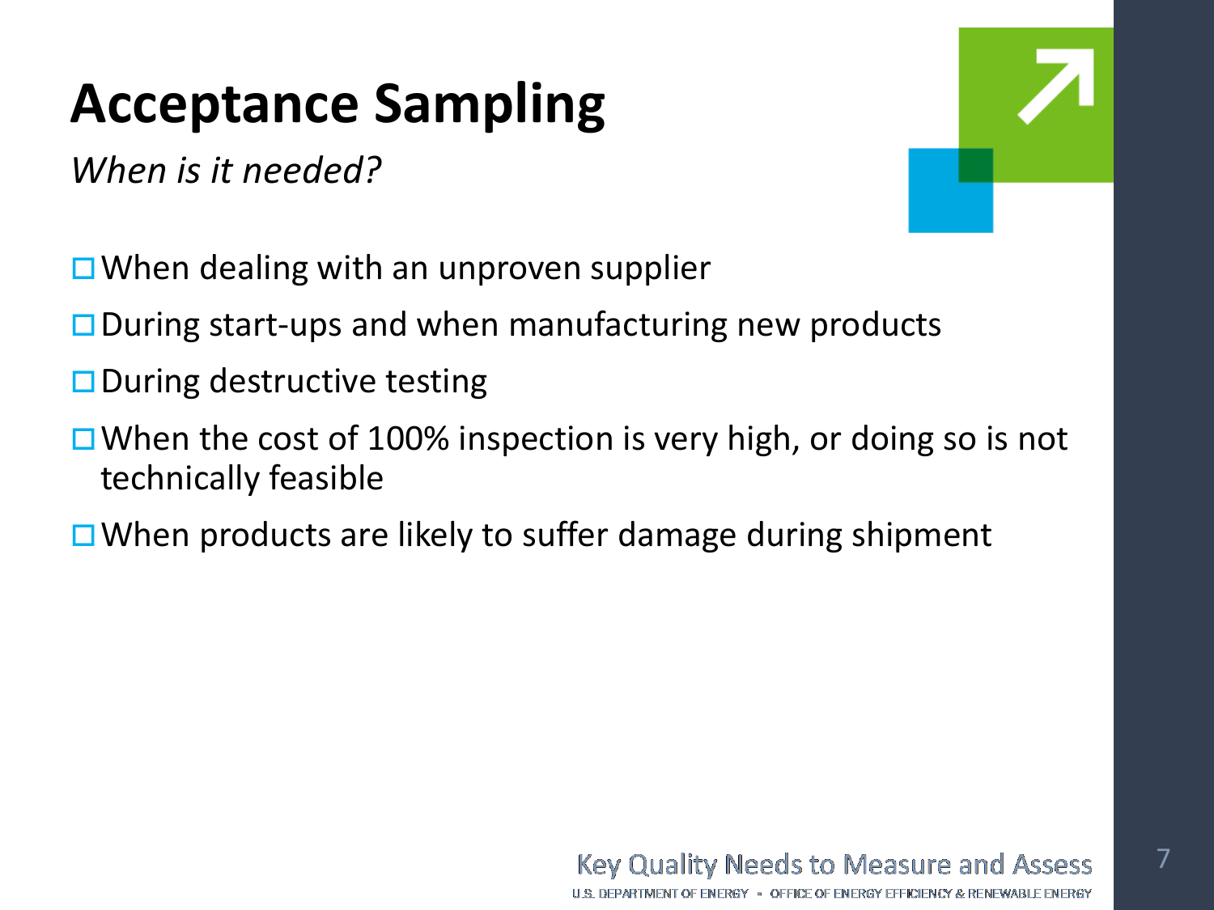# Acceptance Sampling

*When is it needed?*

- When dealing with an unproven supplier
- During start-ups and when manufacturing new products
- During destructive testing
- When the cost of 100% inspection is very high, or doing so is not technically feasible
- When products are likely to suffer damage during shipment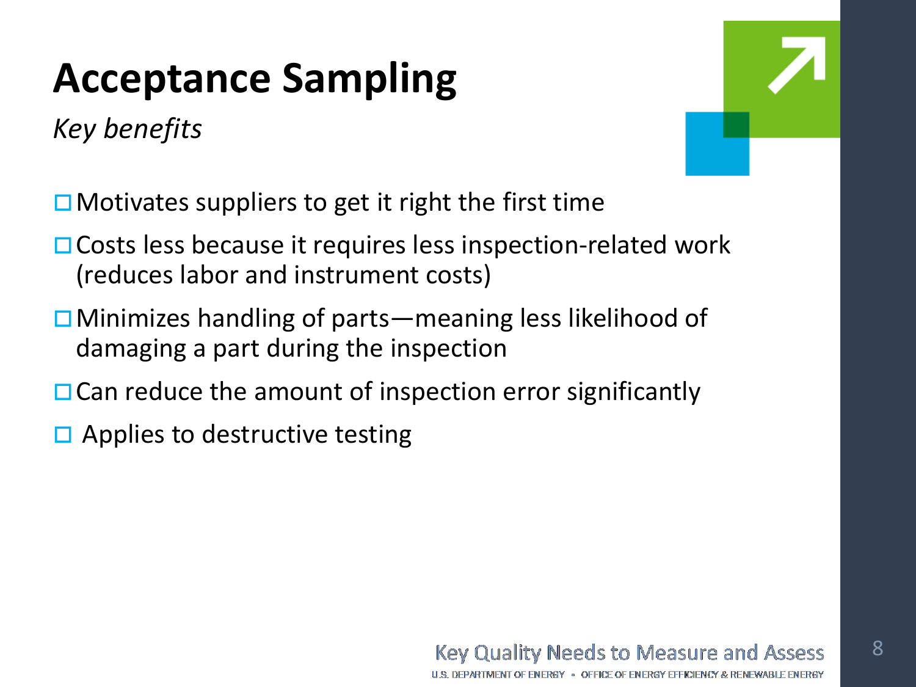# Acceptance Sampling

*Key benefits*

- Motivates suppliers to get it right the first time
- Costs less because it requires less inspection-related work (reduces labor and instrument costs)
- Minimizes handling of parts—meaning less likelihood of damaging a part during the inspection
- Can reduce the amount of inspection error significantly
- Applies to destructive testing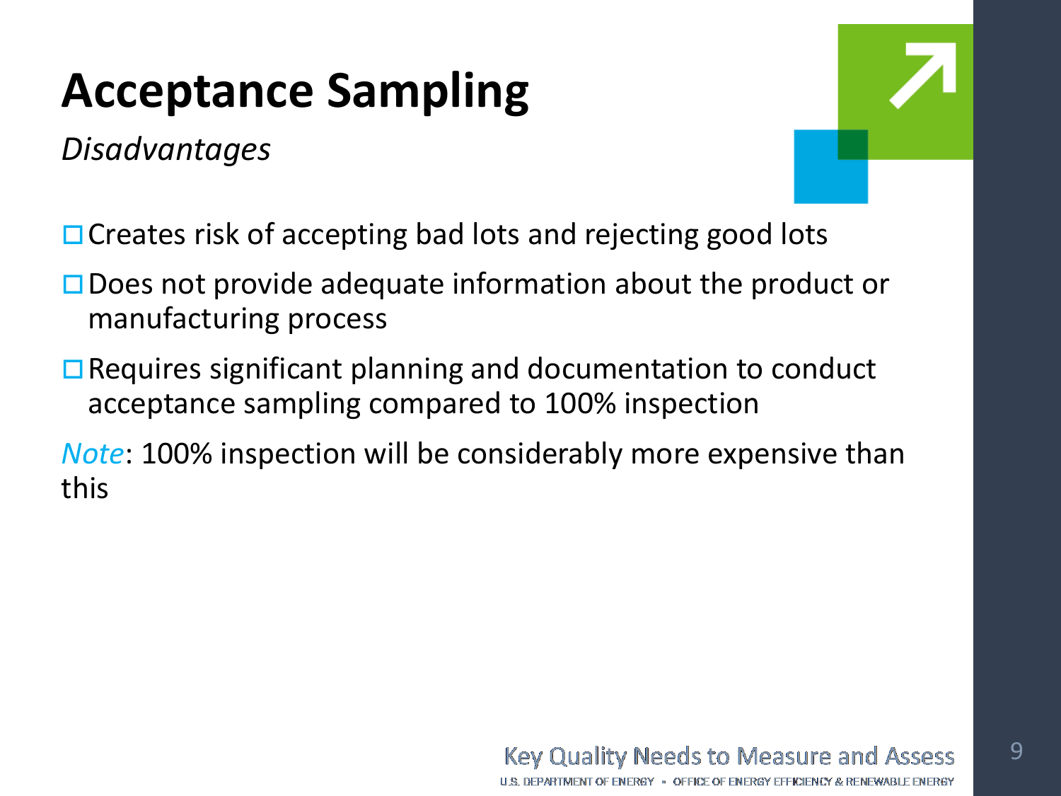# Acceptance Sampling

*Disadvantages*

- Creates risk of accepting bad lots and rejecting good lots
- Does not provide adequate information about the product or manufacturing process
- Requires significant planning and documentation to conduct acceptance sampling compared to 100% inspection

*Note*: 100% inspection will be considerably more expensive than this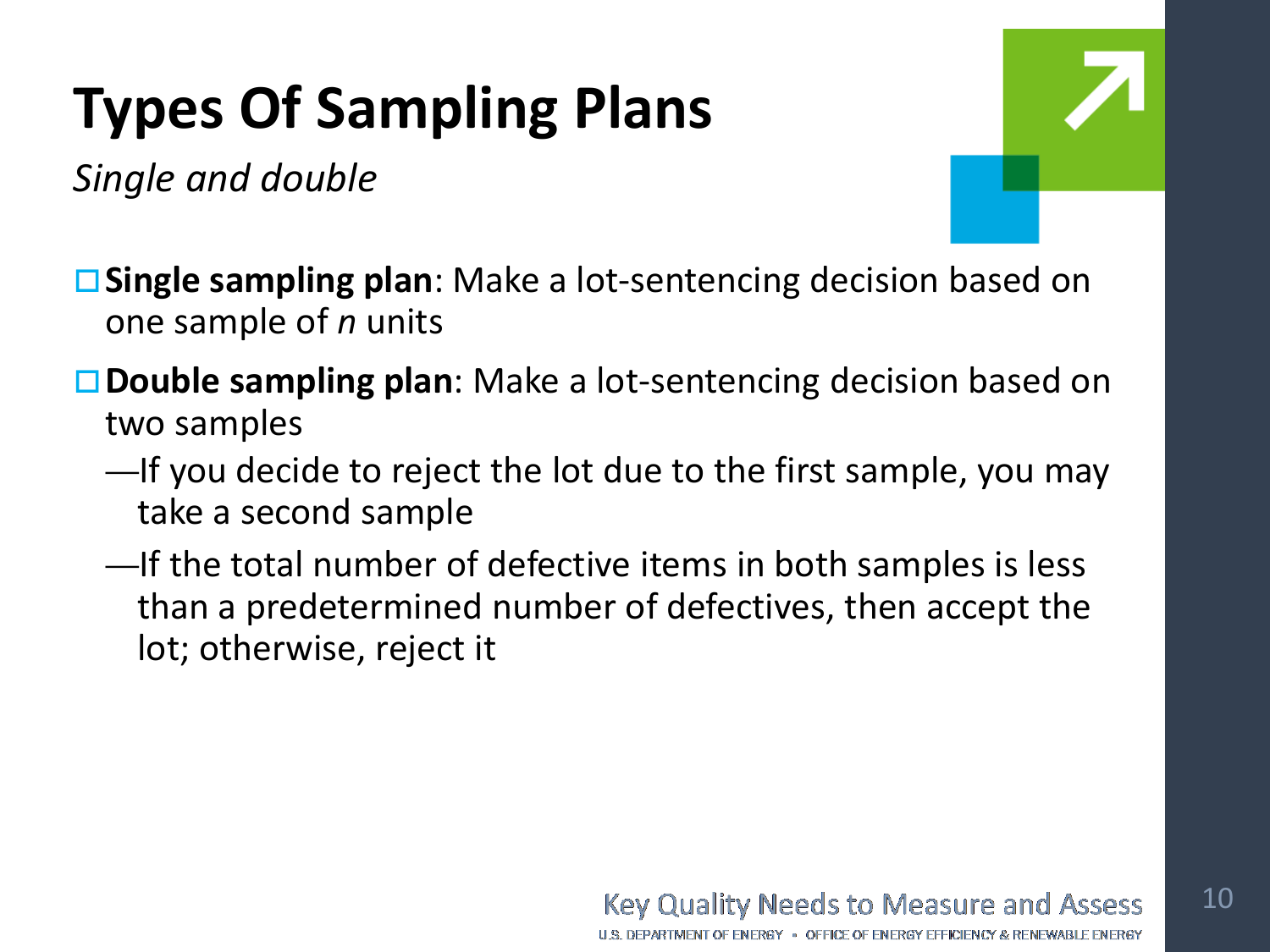# Types Of Sampling Plans

*Single and double*

- **Single sampling plan**: Make a lot-sentencing decision based on one sample of *n* units
- **Double sampling plan**: Make a lot-sentencing decision based on two samples
  - If you decide to reject the lot due to the first sample, you may take a second sample
  - If the total number of defective items in both samples is less than a predetermined number of defectives, then accept the lot; otherwise, reject it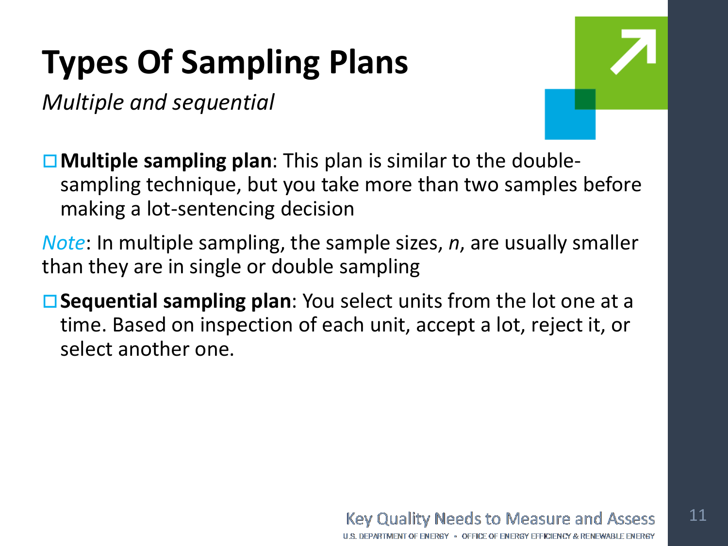# Types Of Sampling Plans

*Multiple and sequential*

- **Multiple sampling plan**: This plan is similar to the double-sampling technique, but you take more than two samples before making a lot-sentencing decision

*Note*: In multiple sampling, the sample sizes, *n*, are usually smaller than they are in single or double sampling

- **Sequential sampling plan**: You select units from the lot one at a time. Based on inspection of each unit, accept a lot, reject it, or select another one.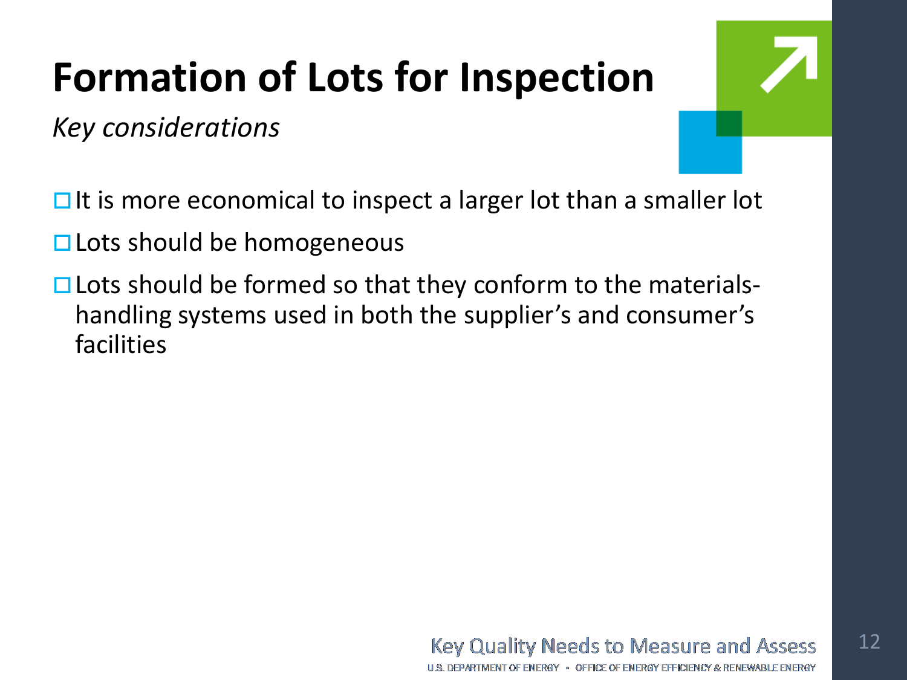# Formation of Lots for Inspection

*Key considerations*

- It is more economical to inspect a larger lot than a smaller lot
- Lots should be homogeneous
- Lots should be formed so that they conform to the materials-handling systems used in both the supplier's and consumer's facilities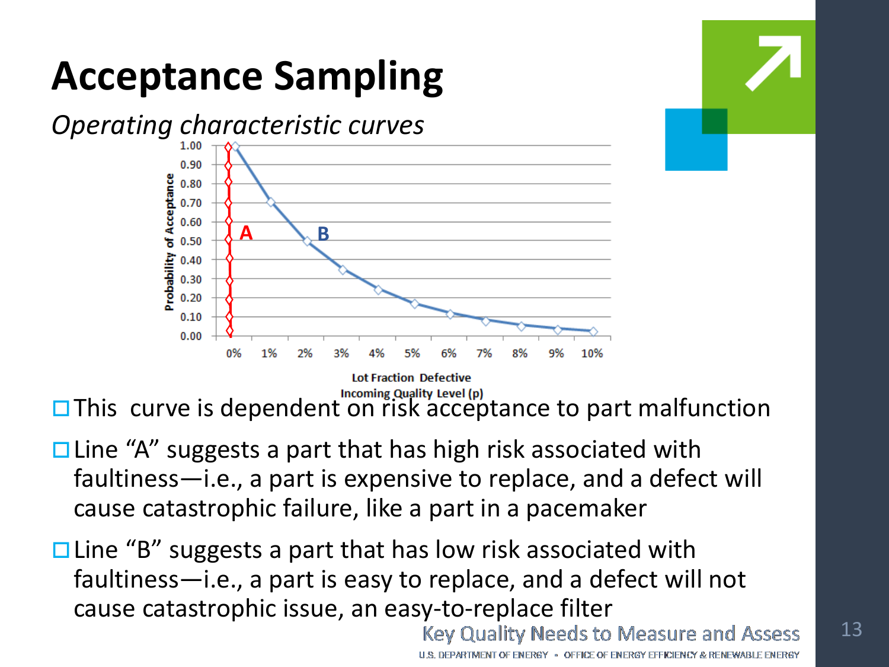# Acceptance Sampling

*Operating characteristic curves*

- This curve is dependent on risk acceptance to part malfunction
- Line "A" suggests a part that has high risk associated with faultiness—i.e., a part is expensive to replace, and a defect will cause catastrophic failure, like a part in a pacemaker
- Line "B" suggests a part that has low risk associated with faultiness—i.e., a part is easy to replace, and a defect will not cause catastrophic issue, an easy-to-replace filter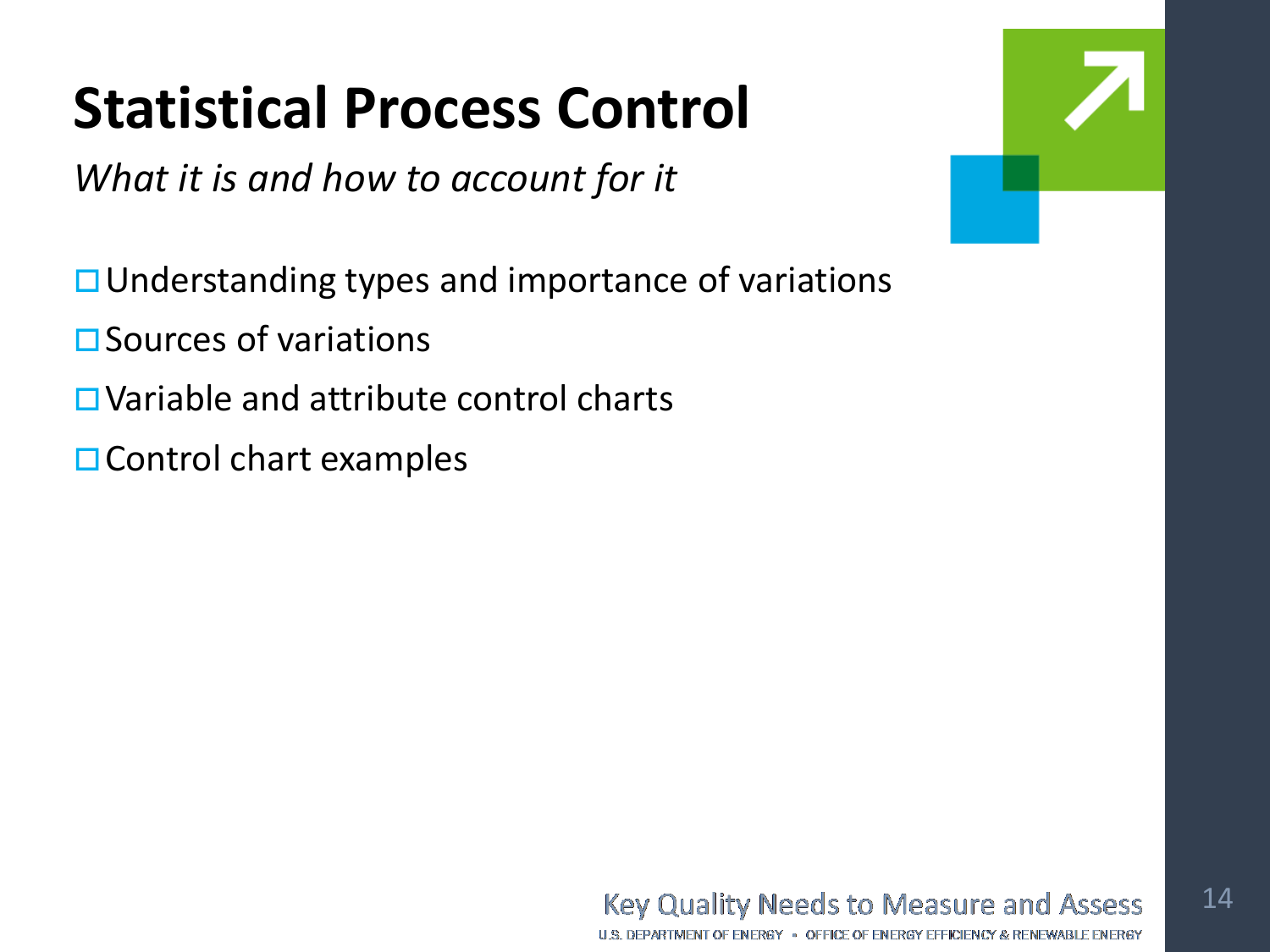# Statistical Process Control

*What it is and how to account for it*

- Understanding types and importance of variations
- Sources of variations
- Variable and attribute control charts
- Control chart examples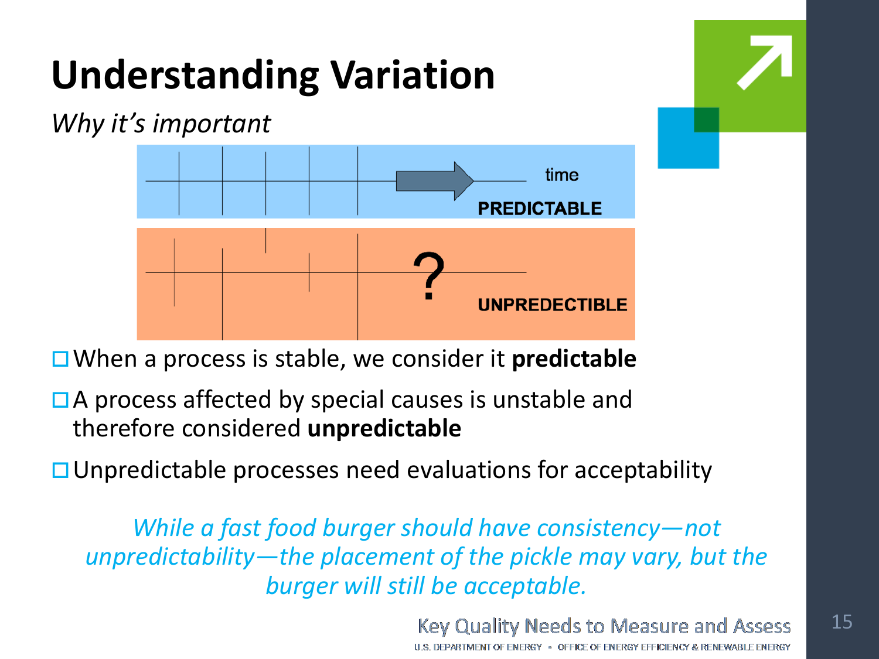# Understanding Variation

*Why it's important*

time

PREDICTABLE

?

UNPREDECTIBLE

- When a process is stable, we consider it **predictable**
- A process affected by special causes is unstable and therefore considered **unpredictable**
- Unpredictable processes need evaluations for acceptability

*While a fast food burger should have consistency—not unpredictability—the placement of the pickle may vary, but the burger will still be acceptable.*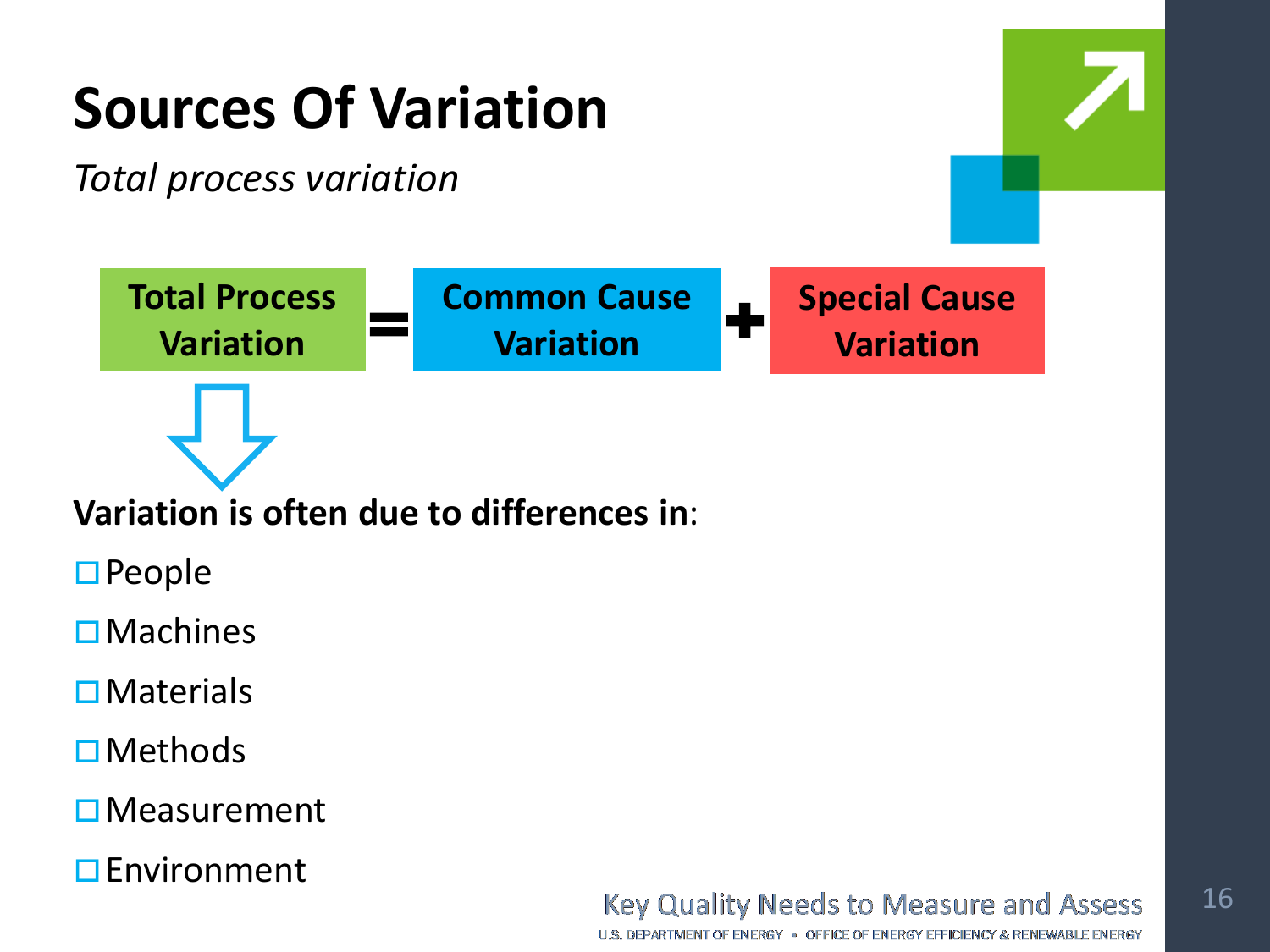# Sources Of Variation

*Total process variation*

**Total Process Variation** = **Common Cause Variation** + **Special Cause Variation**

**Variation is often due to differences in**:

- People
- Machines
- Materials
- Methods
- Measurement
- Environment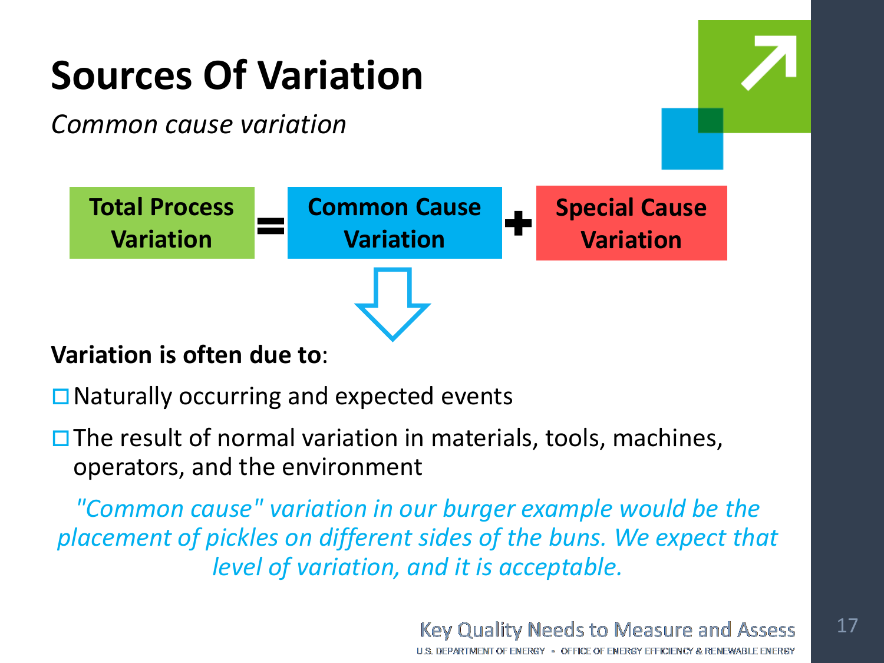# Sources Of Variation

*Common cause variation*

**Total Process Variation** = **Common Cause Variation** + **Special Cause Variation**

**Variation is often due to**:

- Naturally occurring and expected events
- The result of normal variation in materials, tools, machines, operators, and the environment

*"Common cause" variation in our burger example would be the placement of pickles on different sides of the buns. We expect that level of variation, and it is acceptable.*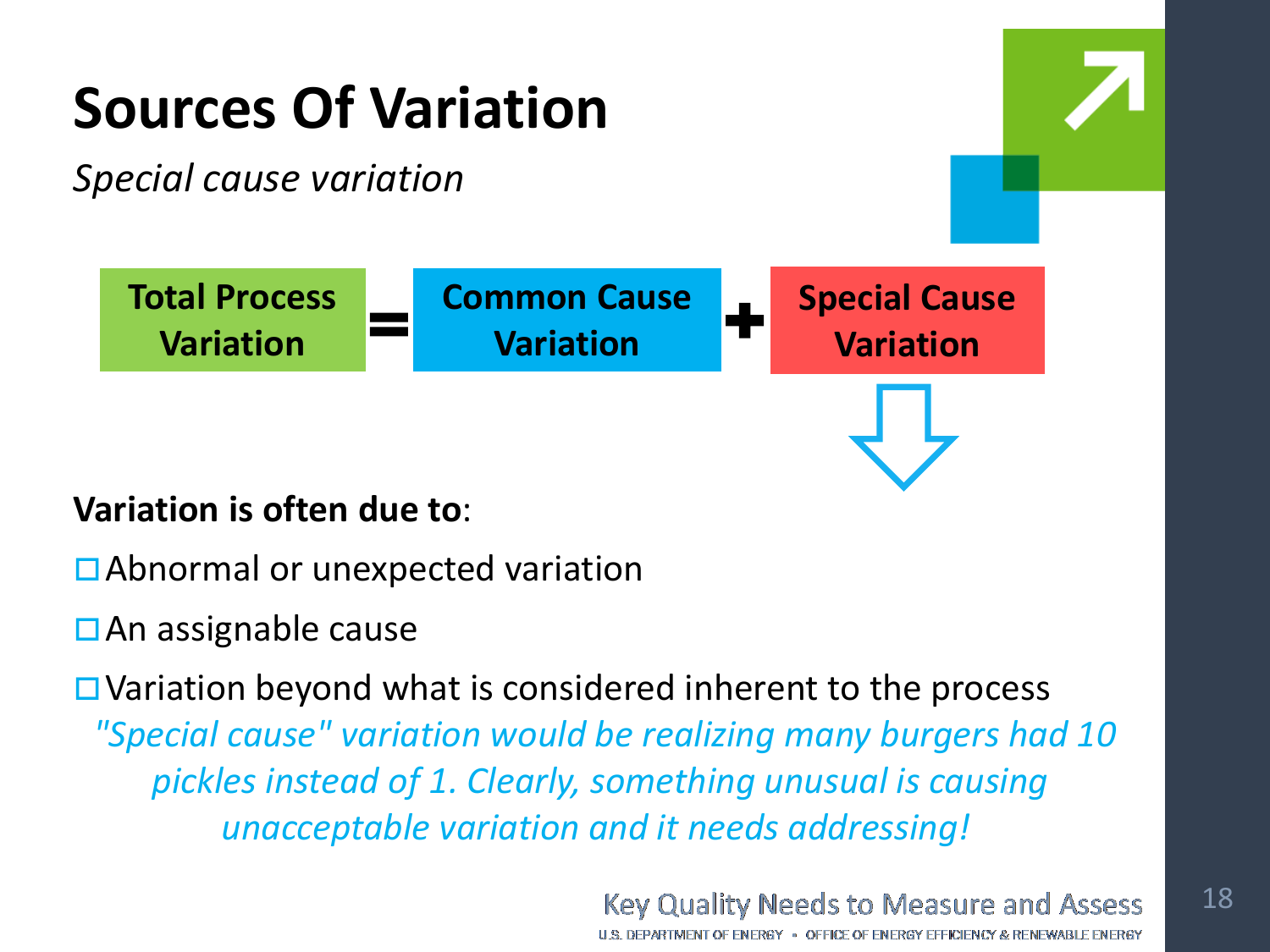# Sources Of Variation

*Special cause variation*

**Total Process Variation** = **Common Cause Variation** + **Special Cause Variation**

**Variation is often due to**:

- Abnormal or unexpected variation
- An assignable cause
- Variation beyond what is considered inherent to the process

*"Special cause" variation would be realizing many burgers had 10 pickles instead of 1. Clearly, something unusual is causing unacceptable variation and it needs addressing!*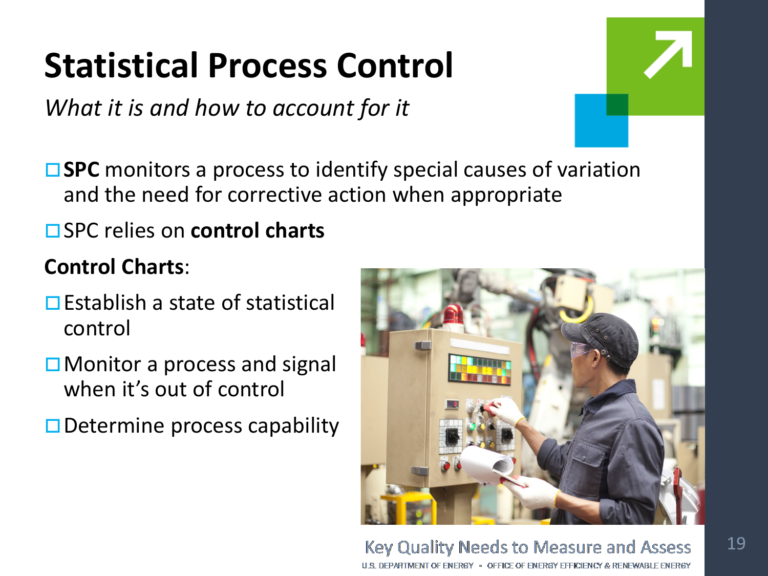# Statistical Process Control

*What it is and how to account for it*

- **SPC** monitors a process to identify special causes of variation and the need for corrective action when appropriate
- SPC relies on **control charts**

**Control Charts**:

- Establish a state of statistical control
- Monitor a process and signal when it's out of control
- Determine process capability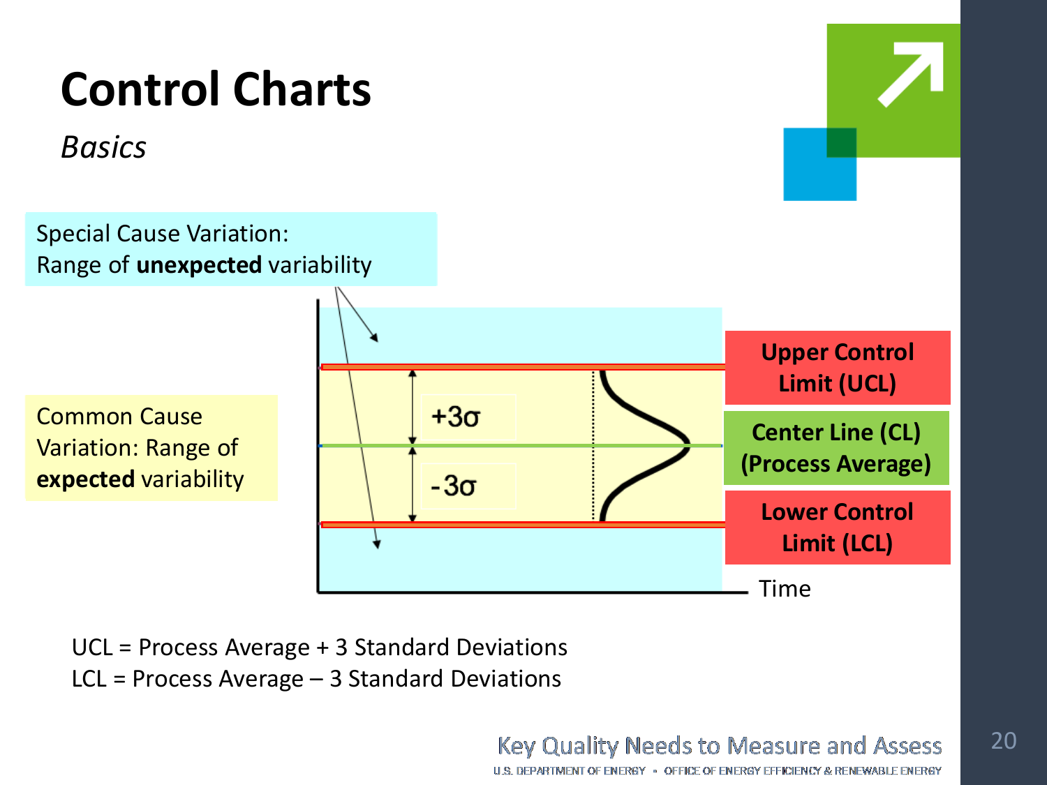# Control Charts

*Basics*

Special Cause Variation:
Range of **unexpected** variability

Common Cause Variation: Range of **expected** variability

**Upper Control Limit (UCL)**

**Center Line (CL) (Process Average)**

**Lower Control Limit (LCL)**

$+3\sigma$

$-3\sigma$

Time

UCL = Process Average + 3 Standard Deviations
LCL = Process Average – 3 Standard Deviations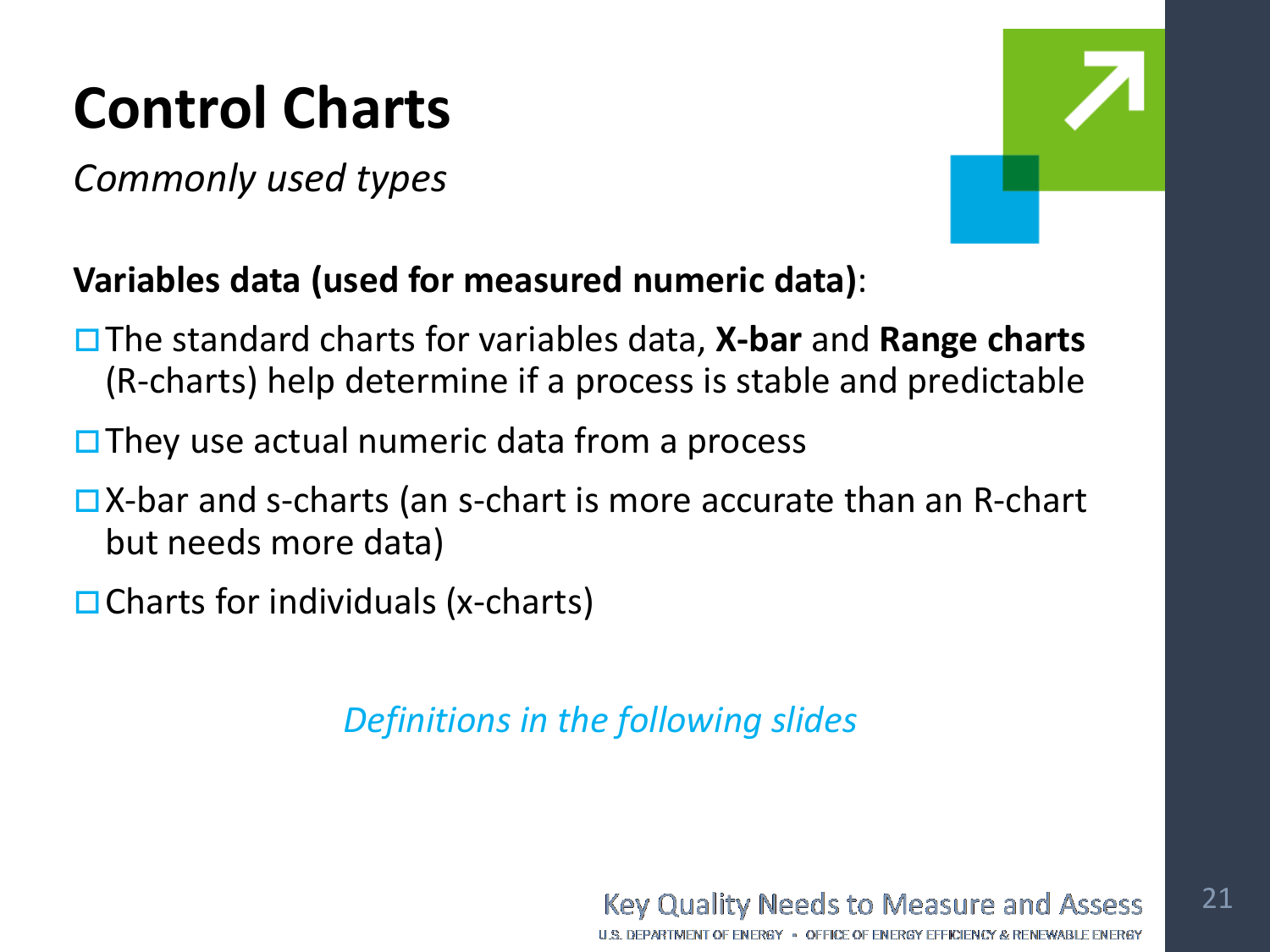# Control Charts

*Commonly used types*

**Variables data (used for measured numeric data)**:

- The standard charts for variables data, **X-bar** and **Range charts** (R-charts) help determine if a process is stable and predictable
- They use actual numeric data from a process
- X-bar and s-charts (an s-chart is more accurate than an R-chart but needs more data)
- Charts for individuals (x-charts)

*Definitions in the following slides*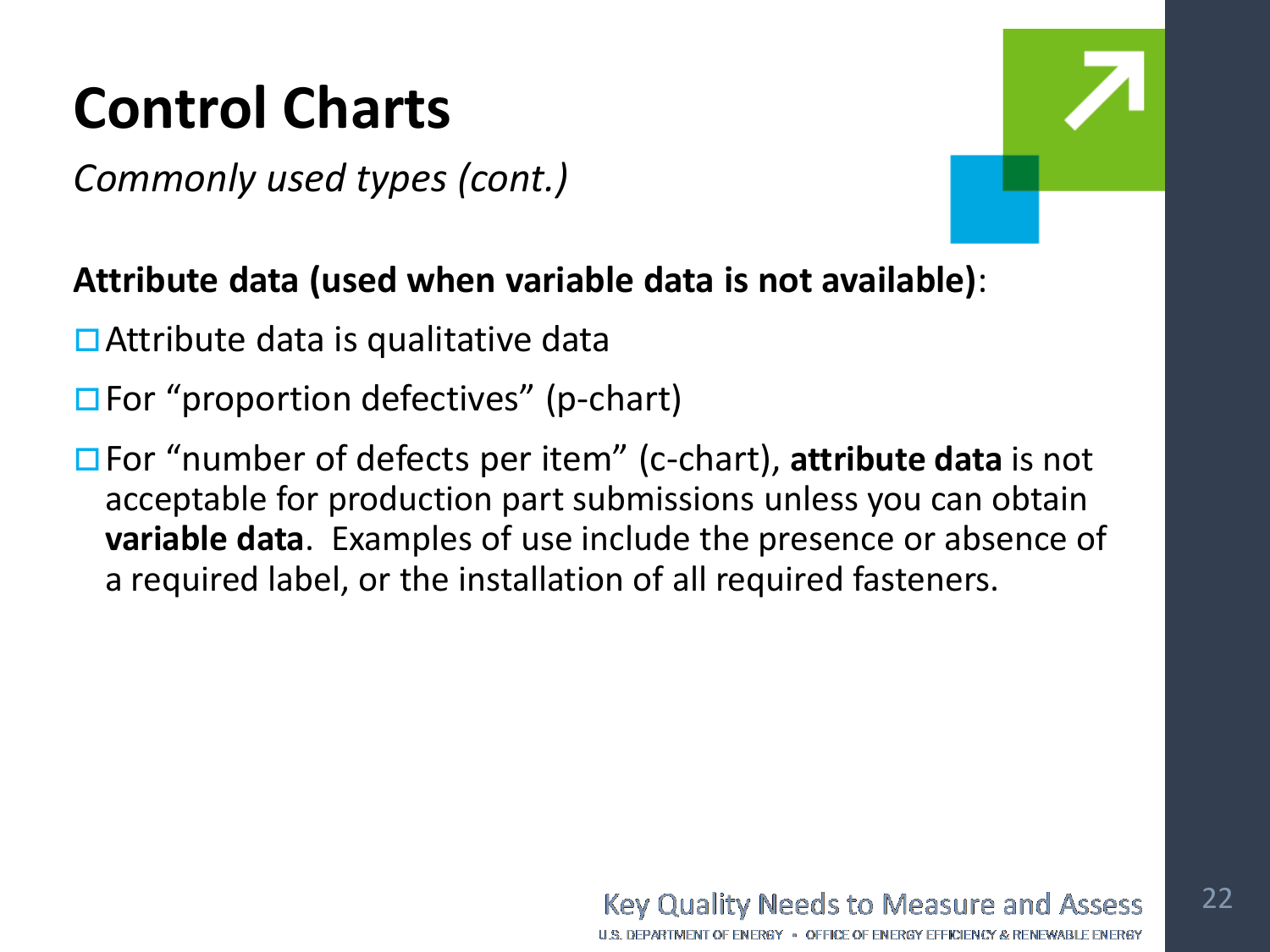# Control Charts

*Commonly used types (cont.)*

**Attribute data (used when variable data is not available)**:

- Attribute data is qualitative data
- For "proportion defectives" (p-chart)
- For "number of defects per item" (c-chart), **attribute data** is not acceptable for production part submissions unless you can obtain **variable data**. Examples of use include the presence or absence of a required label, or the installation of all required fasteners.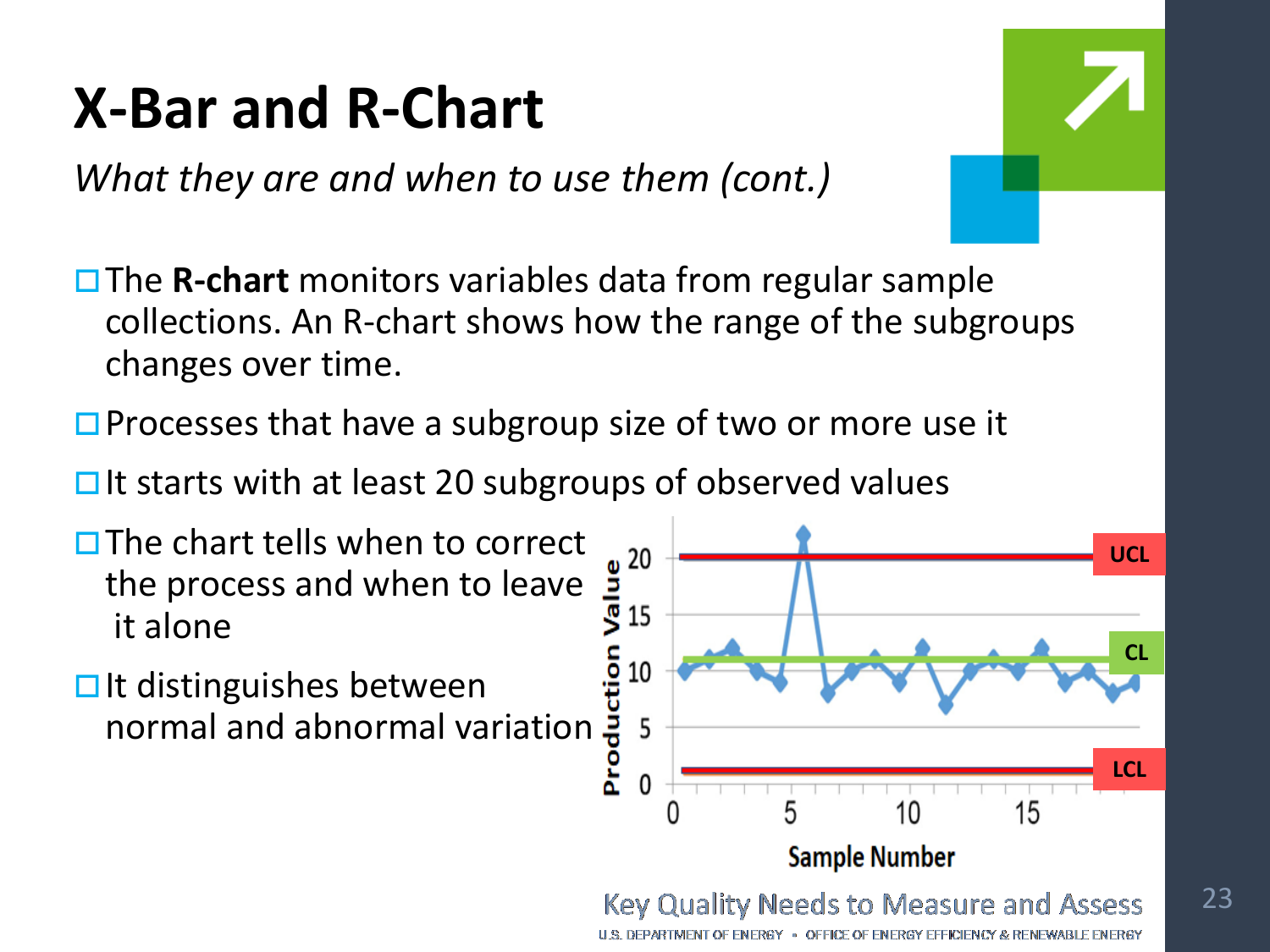# X-Bar and R-Chart

*What they are and when to use them (cont.)*

- The **R-chart** monitors variables data from regular sample collections. An R-chart shows how the range of the subgroups changes over time.
- Processes that have a subgroup size of two or more use it
- It starts with at least 20 subgroups of observed values
- The chart tells when to correct the process and when to leave it alone
- It distinguishes between normal and abnormal variation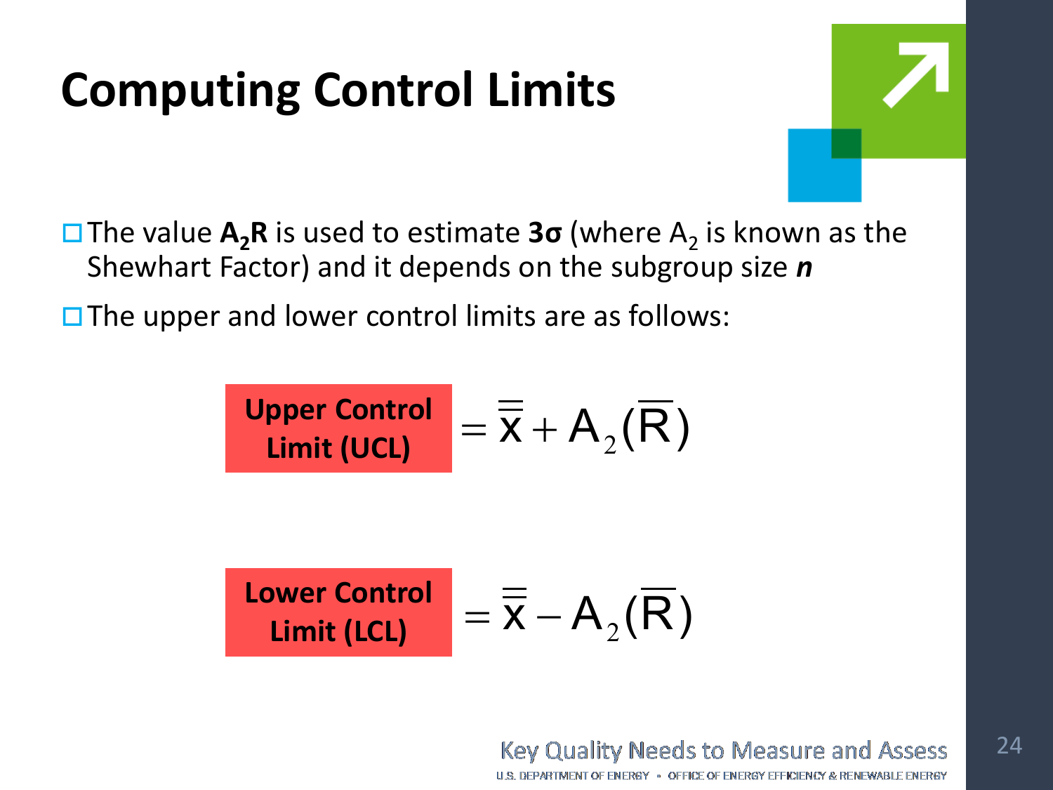# Computing Control Limits

- The value $\mathbf{A_2R}$ is used to estimate $\mathbf{3\sigma}$ (where $A_2$ is known as the Shewhart Factor) and it depends on the subgroup size ***n***
- The upper and lower control limits are as follows:

$$\text{Upper Control Limit (UCL)} = \overline{\overline{x}} + A_2(\overline{R})$$

$$\text{Lower Control Limit (LCL)} = \overline{\overline{x}} - A_2(\overline{R})$$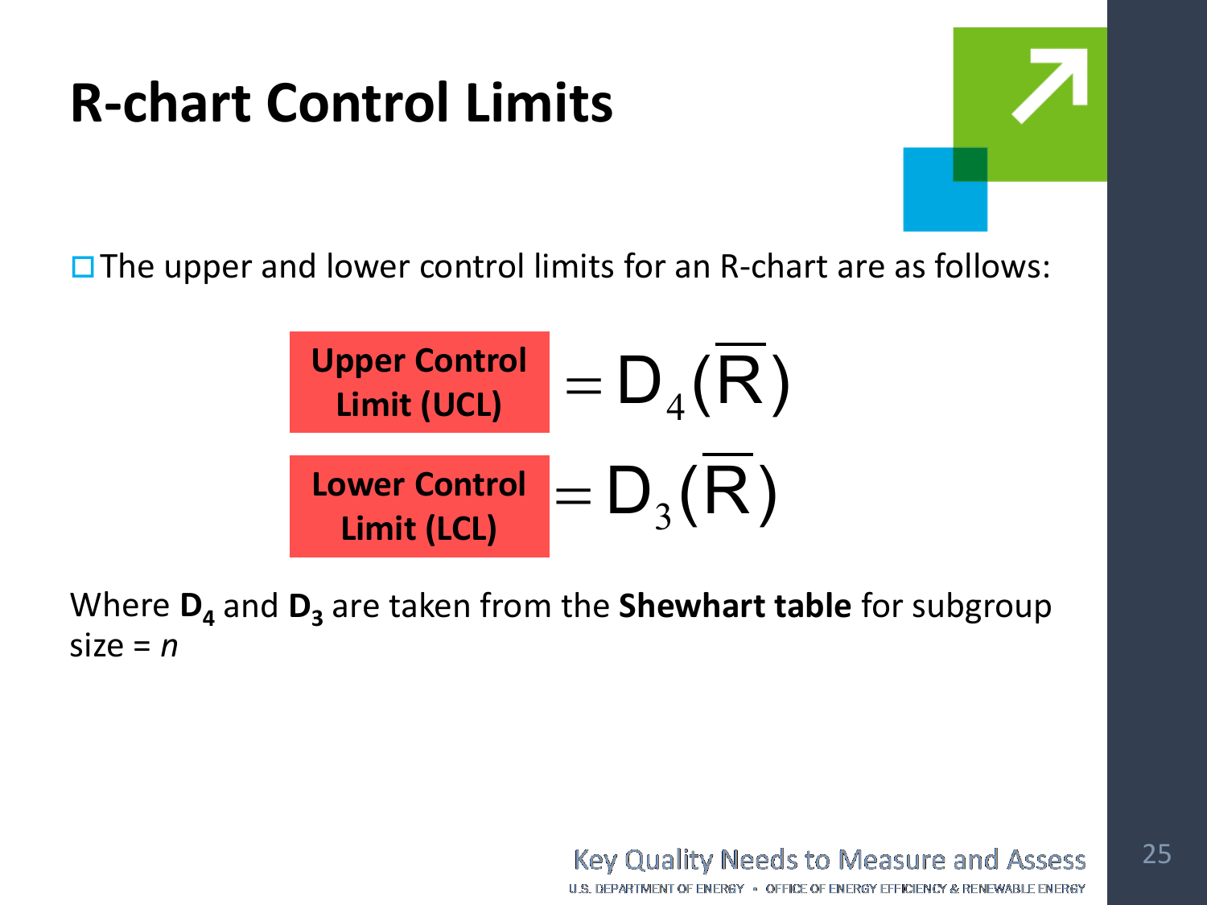# R-chart Control Limits

- The upper and lower control limits for an R-chart are as follows:

$$\text{Upper Control Limit (UCL)} = D_4(\overline{R})$$

$$\text{Lower Control Limit (LCL)} = D_3(\overline{R})$$

Where $D_4$ and $D_3$ are taken from the **Shewhart table** for subgroup size = *n*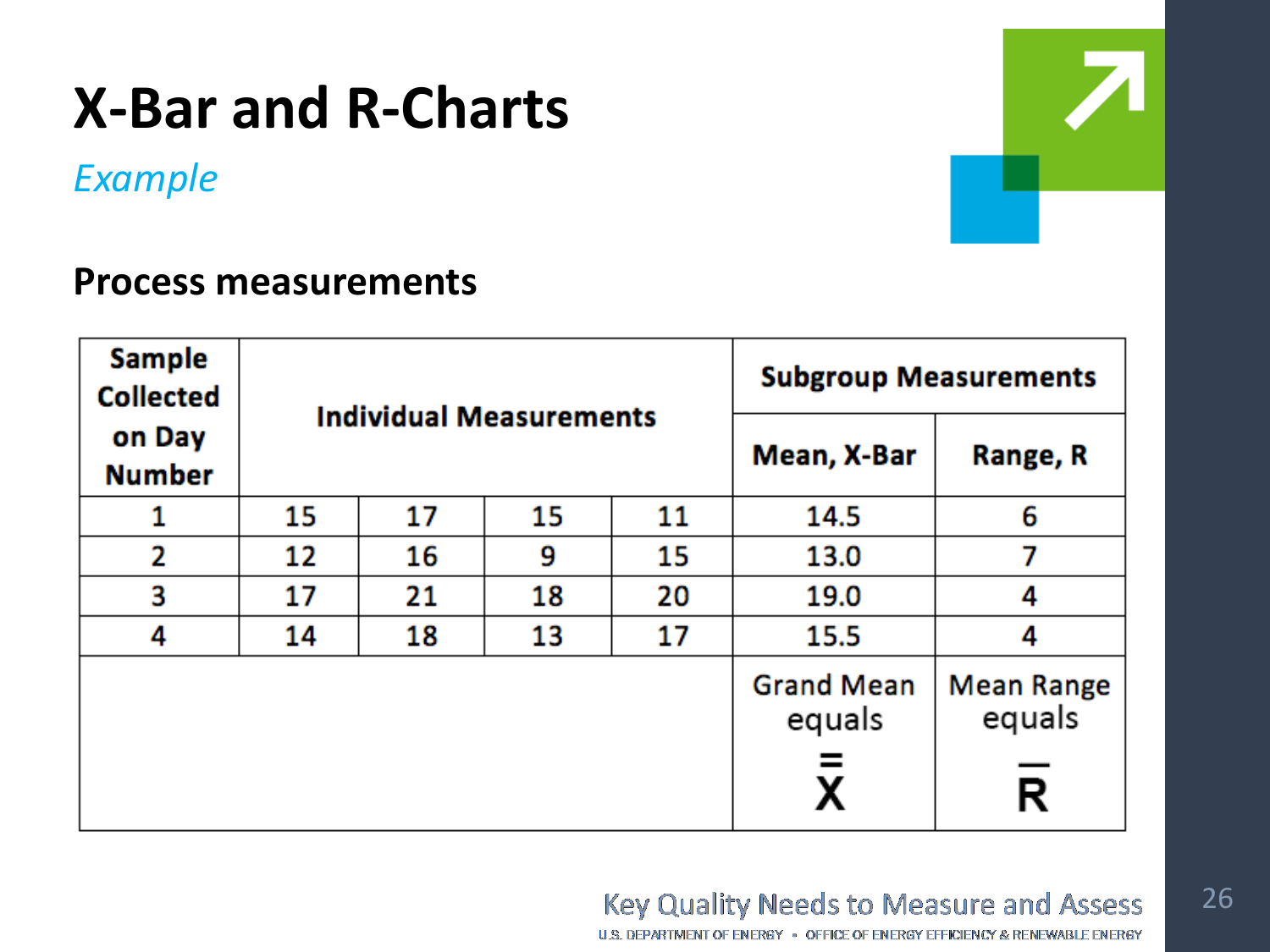# X-Bar and R-Charts

*Example*

## Process measurements

| Sample Collected on Day Number | Individual Measurements | | | | Subgroup Measurements | |
|---|---|---|---|---|---|---|
| | | | | | Mean, X-Bar | Range, R |
| 1 | 15 | 17 | 15 | 11 | 14.5 | 6 |
| 2 | 12 | 16 | 9 | 15 | 13.0 | 7 |
| 3 | 17 | 21 | 18 | 20 | 19.0 | 4 |
| 4 | 14 | 18 | 13 | 17 | 15.5 | 4 |
| | | | | | Grand Mean equals $\bar{\bar{X}}$ | Mean Range equals $\bar{R}$ |

Key Quality Needs to Measure and Assess

U.S. DEPARTMENT OF ENERGY • OFFICE OF ENERGY EFFICIENCY & RENEWABLE ENERGY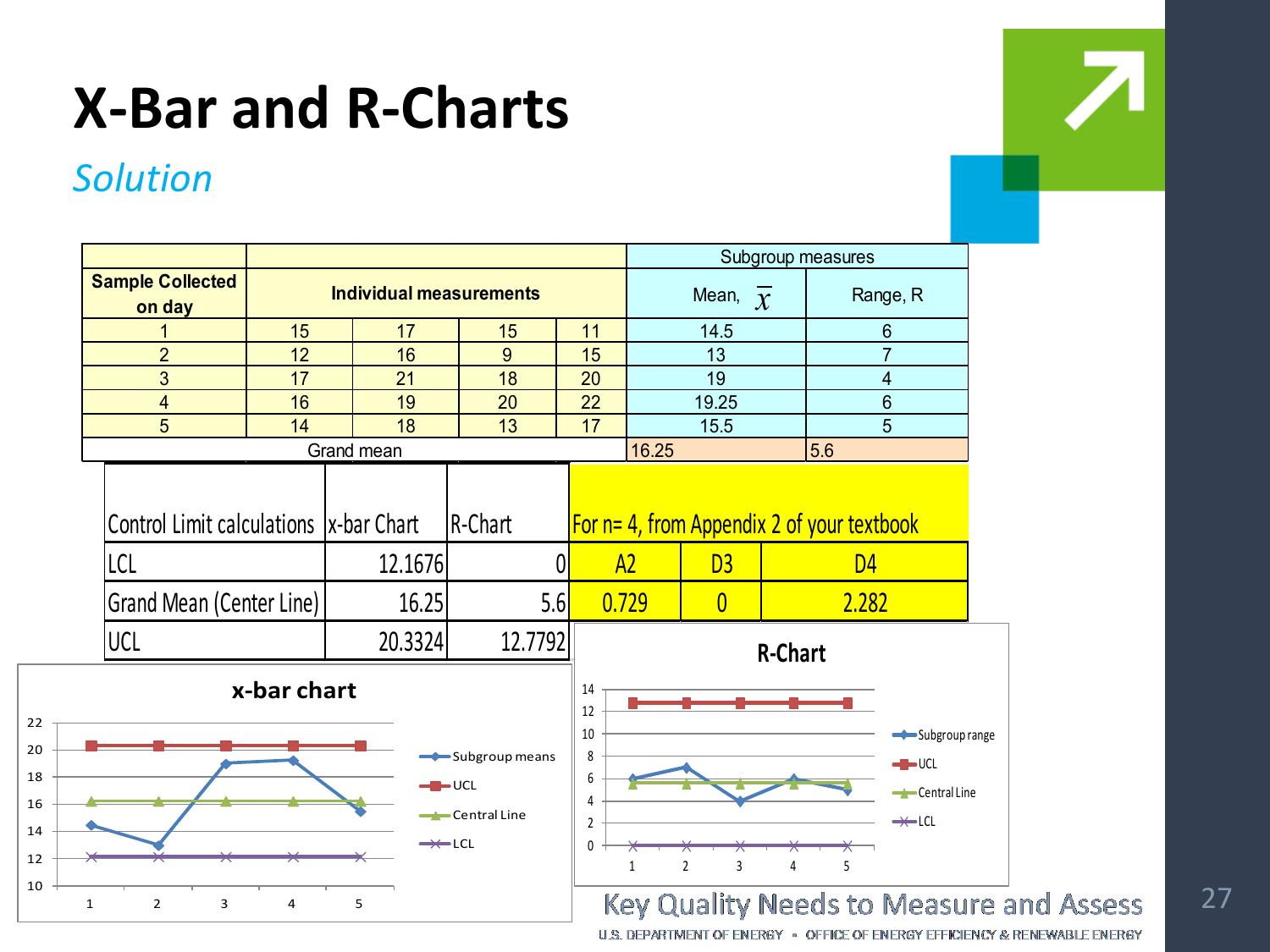# X-Bar and R-Charts

*Solution*

| Sample Collected on day | Individual measurements | | | | Subgroup measures Mean, $\bar{x}$ | Subgroup measures Range, R |
|---|---|---|---|---|---|---|
| 1 | 15 | 17 | 15 | 11 | 14.5 | 6 |
| 2 | 12 | 16 | 9 | 15 | 13 | 7 |
| 3 | 17 | 21 | 18 | 20 | 19 | 4 |
| 4 | 16 | 19 | 20 | 22 | 19.25 | 6 |
| 5 | 14 | 18 | 13 | 17 | 15.5 | 5 |
| Grand mean | | | | | 16.25 | 5.6 |

| Control Limit calculations | x-bar Chart | R-Chart |
|---|---|---|
| LCL | 12.1676 | 0 |
| Grand Mean (Center Line) | 16.25 | 5.6 |
| UCL | 20.3324 | 12.7792 |

For n= 4, from Appendix 2 of your textbook

| A2 | D3 | D4 |
|---|---|---|
| 0.729 | 0 | 2.282 |

**x-bar chart**

Legend: Subgroup means, UCL, Central Line, LCL

**R-Chart**

Legend: Subgroup range, UCL, Central Line, LCL

Key Quality Needs to Measure and Assess

U.S. DEPARTMENT OF ENERGY • OFFICE OF ENERGY EFFICIENCY & RENEWABLE ENERGY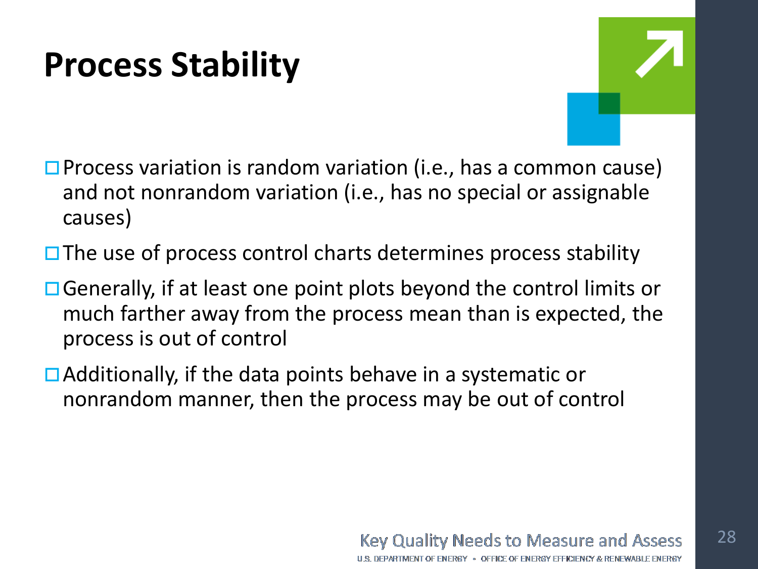# Process Stability

- Process variation is random variation (i.e., has a common cause) and not nonrandom variation (i.e., has no special or assignable causes)
- The use of process control charts determines process stability
- Generally, if at least one point plots beyond the control limits or much farther away from the process mean than is expected, the process is out of control
- Additionally, if the data points behave in a systematic or nonrandom manner, then the process may be out of control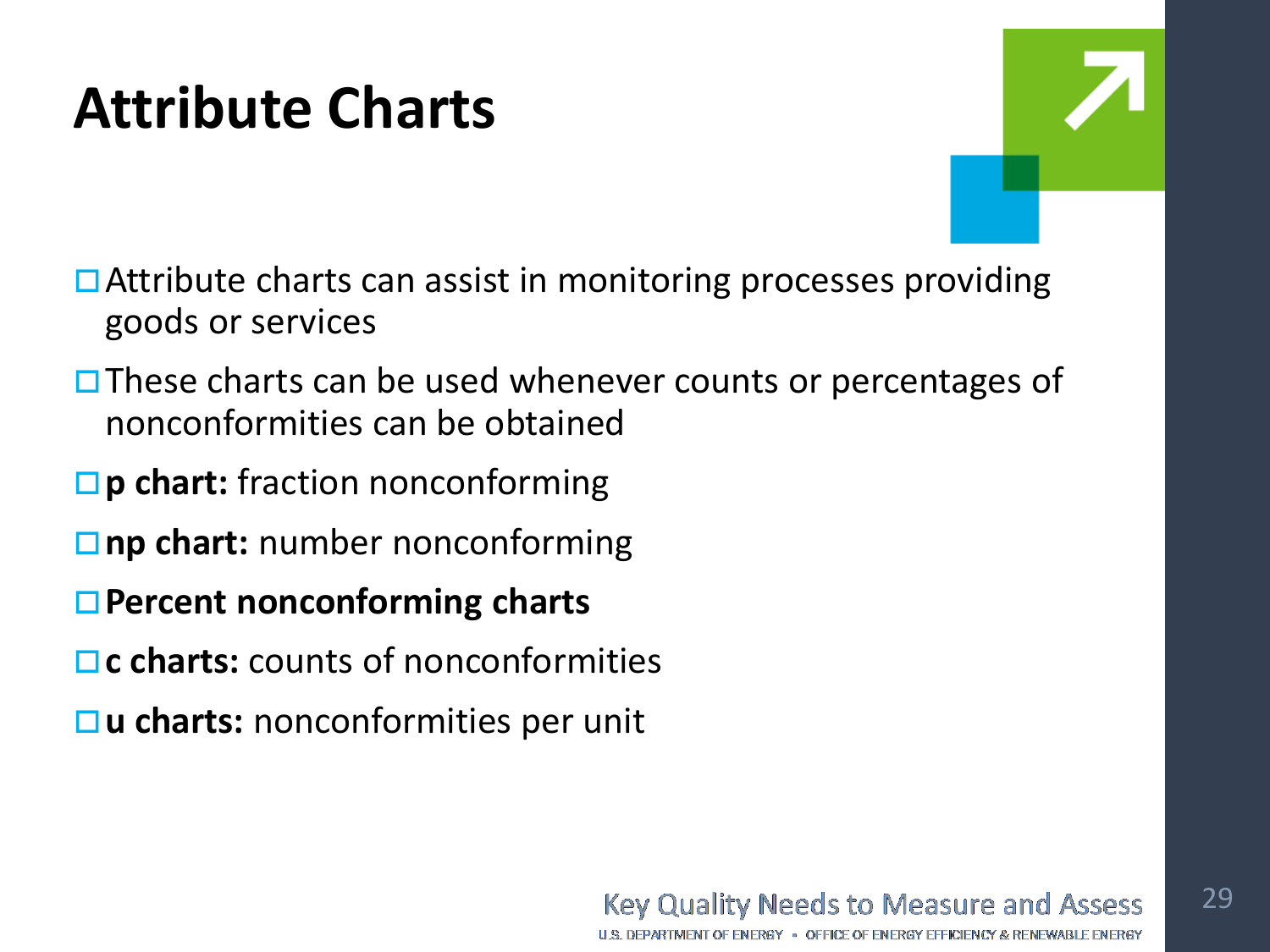# Attribute Charts

- Attribute charts can assist in monitoring processes providing goods or services
- These charts can be used whenever counts or percentages of nonconformities can be obtained
- **p chart:** fraction nonconforming
- **np chart:** number nonconforming
- **Percent nonconforming charts**
- **c charts:** counts of nonconformities
- **u charts:** nonconformities per unit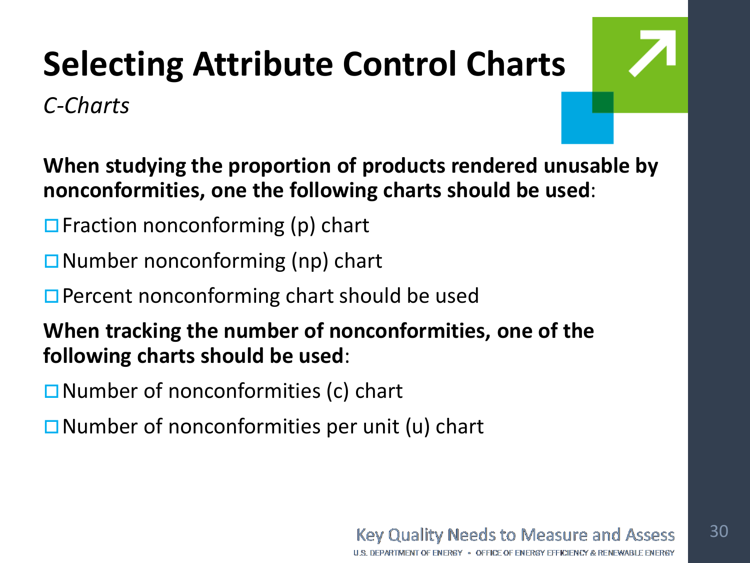# Selecting Attribute Control Charts

*C-Charts*

**When studying the proportion of products rendered unusable by nonconformities, one the following charts should be used**:

- Fraction nonconforming (p) chart
- Number nonconforming (np) chart
- Percent nonconforming chart should be used

**When tracking the number of nonconformities, one of the following charts should be used**:

- Number of nonconformities (c) chart
- Number of nonconformities per unit (u) chart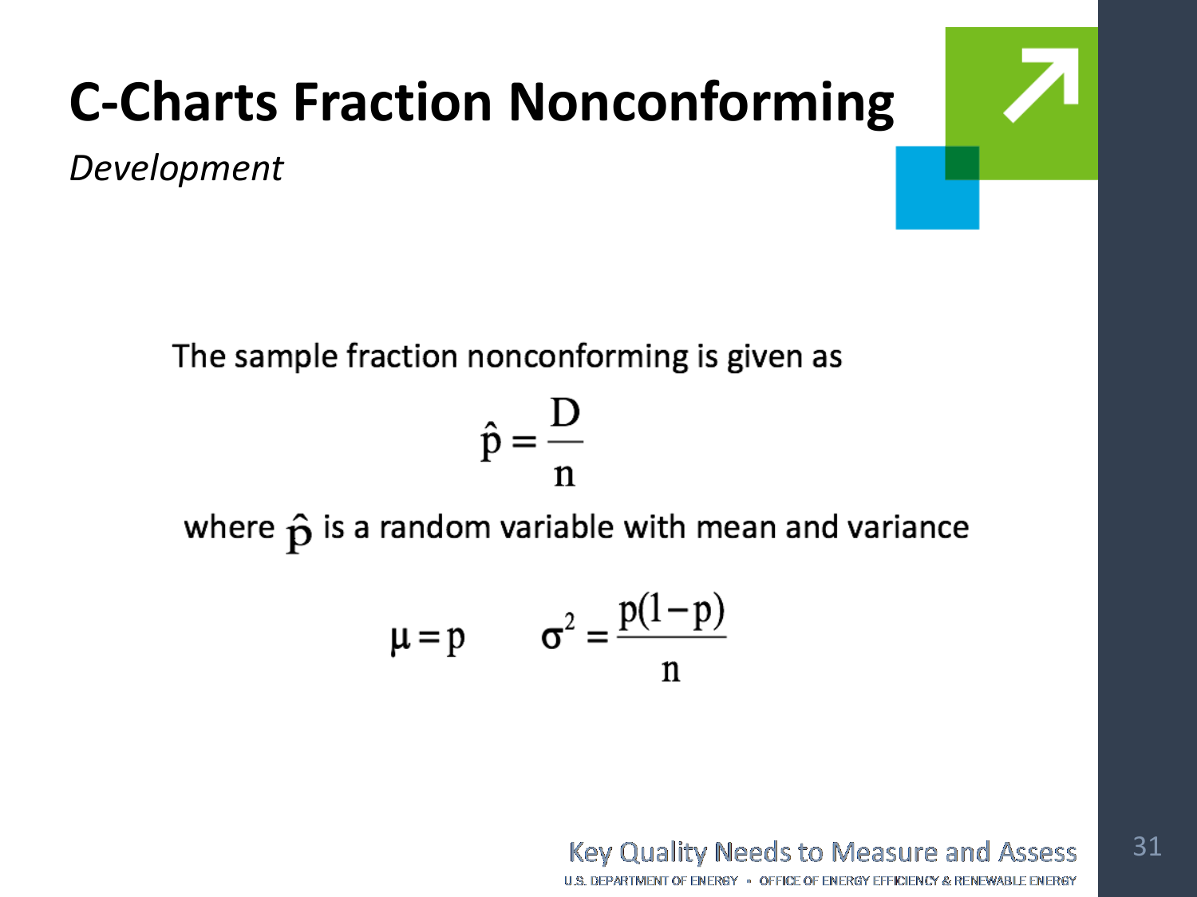# C-Charts Fraction Nonconforming

*Development*

The sample fraction nonconforming is given as

$$\hat{p} = \frac{D}{n}$$

where $\hat{p}$ is a random variable with mean and variance

$$\mu = p \qquad \sigma^2 = \frac{p(1-p)}{n}$$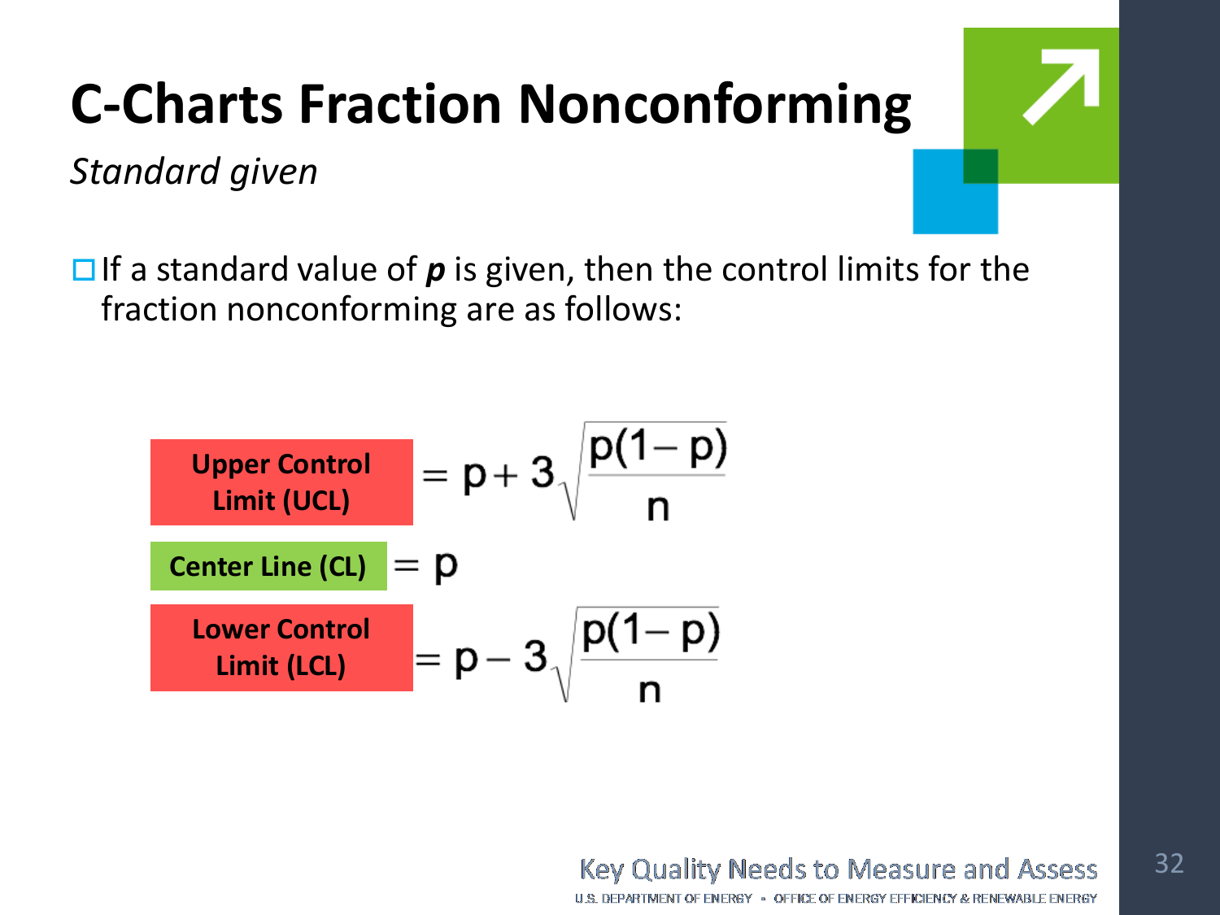# C-Charts Fraction Nonconforming

*Standard given*

- If a standard value of ***p*** is given, then the control limits for the fraction nonconforming are as follows:

$$\text{Upper Control Limit (UCL)} = p + 3\sqrt{\frac{p(1-p)}{n}}$$

$$\text{Center Line (CL)} = p$$

$$\text{Lower Control Limit (LCL)} = p - 3\sqrt{\frac{p(1-p)}{n}}$$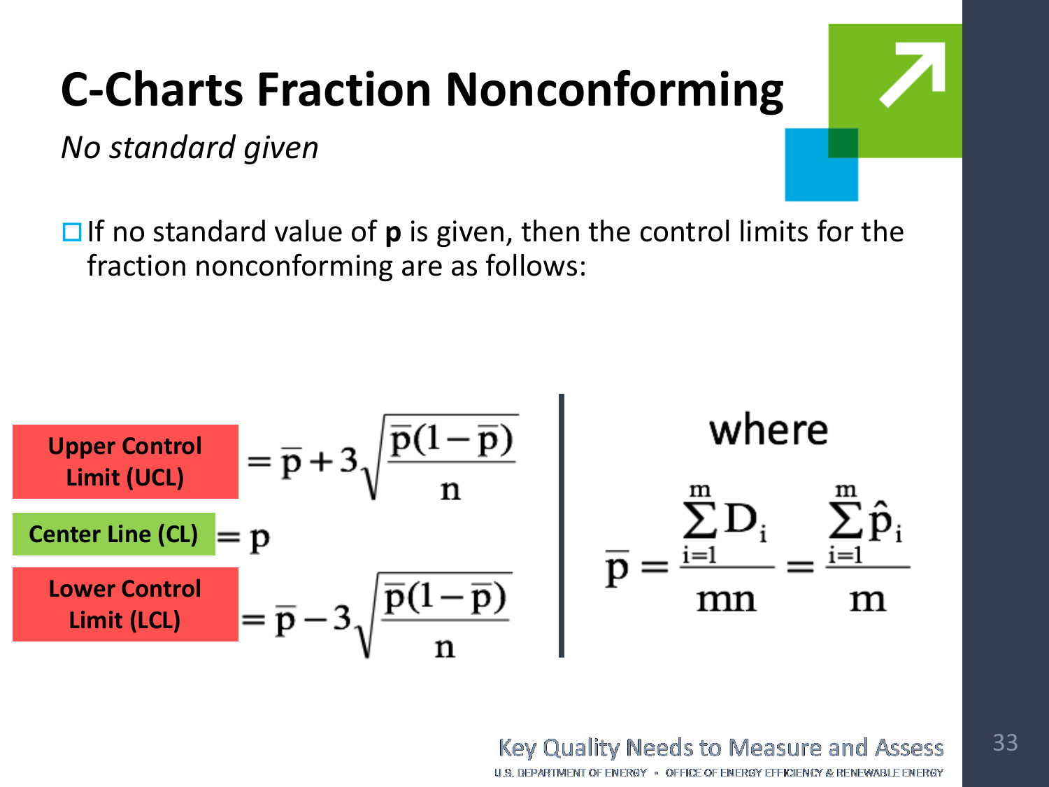# C-Charts Fraction Nonconforming

*No standard given*

- If no standard value of **p** is given, then the control limits for the fraction nonconforming are as follows:

**Upper Control Limit (UCL)** $= \bar{p} + 3\sqrt{\dfrac{\bar{p}(1-\bar{p})}{n}}$

**Center Line (CL)** $= p$

**Lower Control Limit (LCL)** $= \bar{p} - 3\sqrt{\dfrac{\bar{p}(1-\bar{p})}{n}}$

where

$$\bar{p} = \frac{\sum_{i=1}^{m} D_i}{mn} = \frac{\sum_{i=1}^{m} \hat{p}_i}{m}$$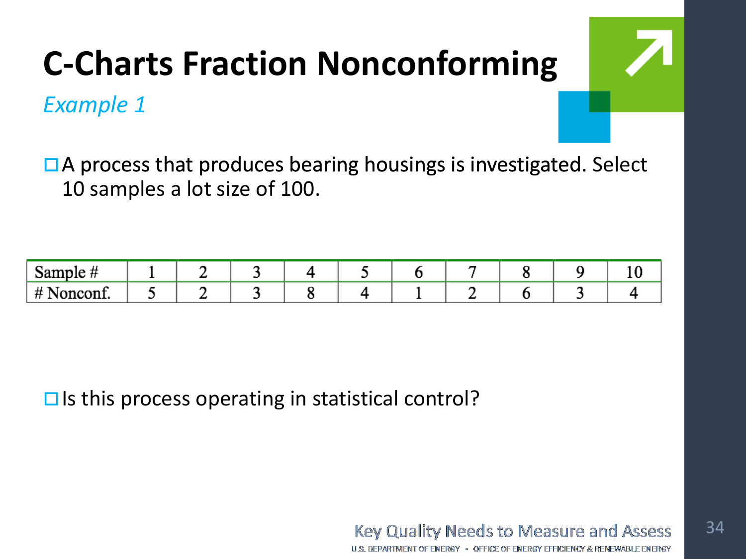# C-Charts Fraction Nonconforming

*Example 1*

- A process that produces bearing housings is investigated. Select 10 samples a lot size of 100.

| Sample # | 1 | 2 | 3 | 4 | 5 | 6 | 7 | 8 | 9 | 10 |
|---|---|---|---|---|---|---|---|---|---|---|
| # Nonconf. | 5 | 2 | 3 | 8 | 4 | 1 | 2 | 6 | 3 | 4 |

- Is this process operating in statistical control?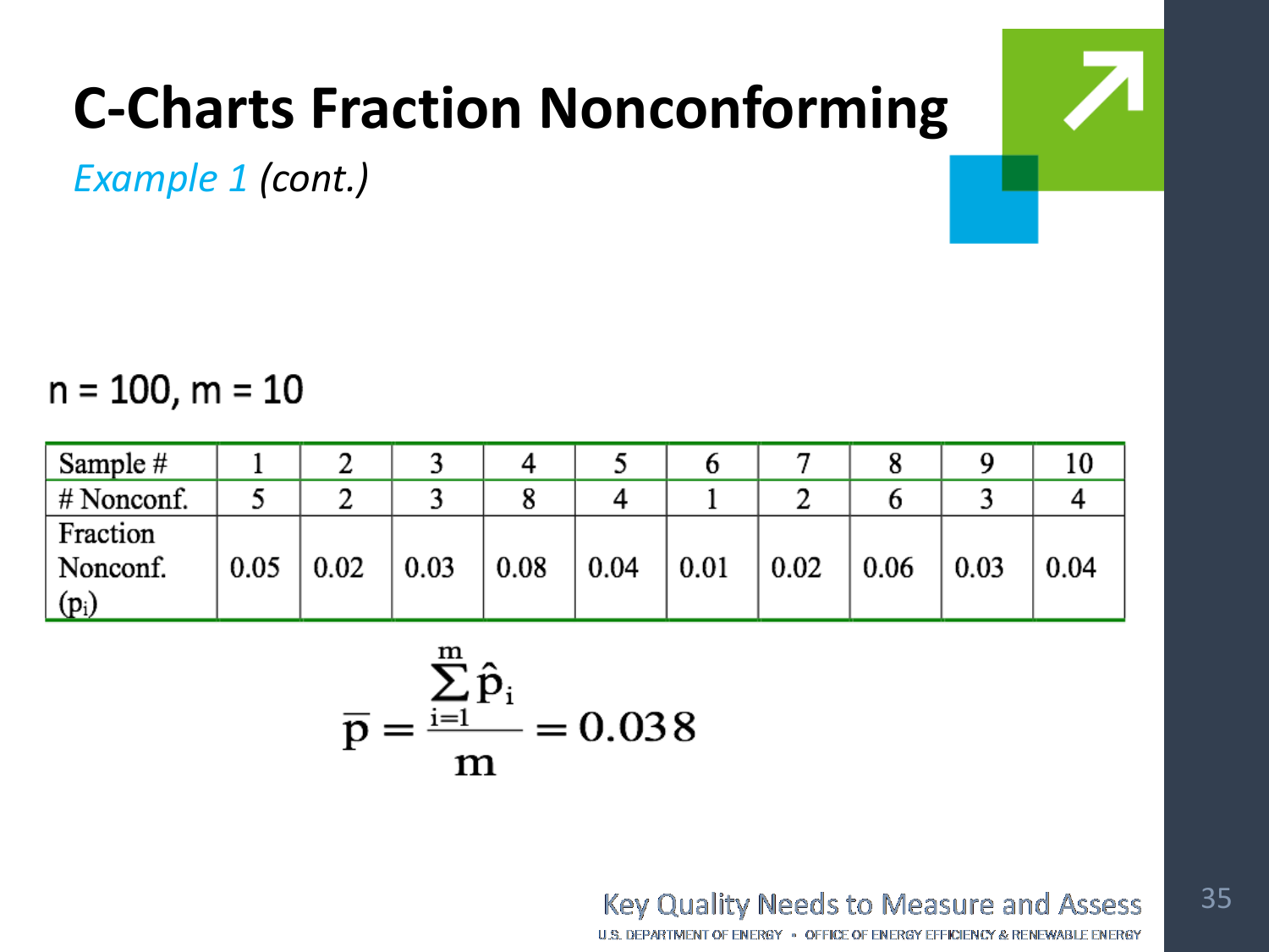# C-Charts Fraction Nonconforming

*Example 1 (cont.)*

n = 100, m = 10

| Sample # | 1 | 2 | 3 | 4 | 5 | 6 | 7 | 8 | 9 | 10 |
|---|---|---|---|---|---|---|---|---|---|---|
| # Nonconf. | 5 | 2 | 3 | 8 | 4 | 1 | 2 | 6 | 3 | 4 |
| Fraction Nonconf. ($p_i$) | 0.05 | 0.02 | 0.03 | 0.08 | 0.04 | 0.01 | 0.02 | 0.06 | 0.03 | 0.04 |

$$\overline{p} = \frac{\sum_{i=1}^{m} \hat{p}_i}{m} = 0.038$$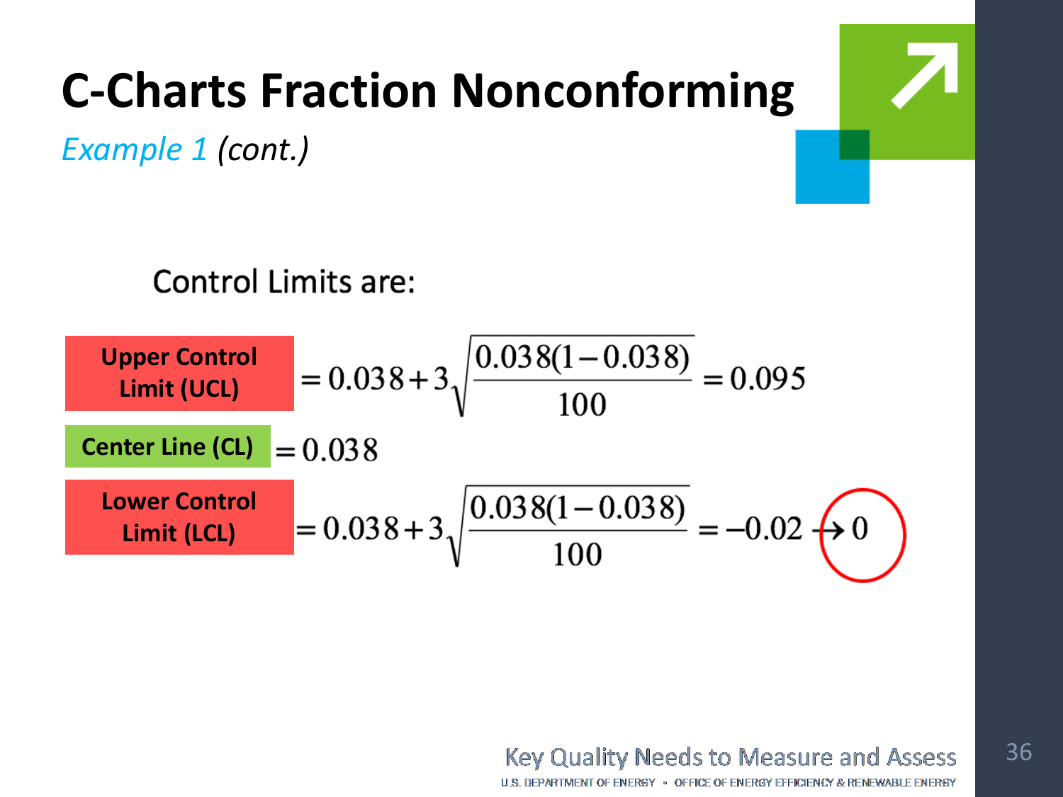# C-Charts Fraction Nonconforming

*Example 1 (cont.)*

Control Limits are:

**Upper Control Limit (UCL)** $= 0.038 + 3\sqrt{\dfrac{0.038(1-0.038)}{100}} = 0.095$

**Center Line (CL)** $= 0.038$

**Lower Control Limit (LCL)** $= 0.038 + 3\sqrt{\dfrac{0.038(1-0.038)}{100}} = -0.02 \rightarrow 0$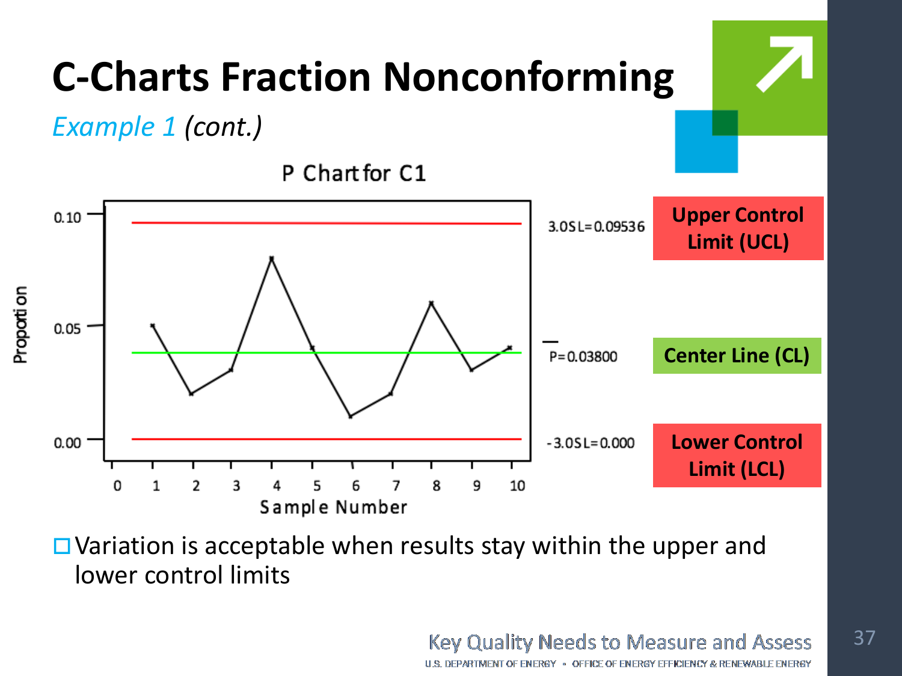# C-Charts Fraction Nonconforming

*Example 1 (cont.)*

P Chart for C1

3.0SL=0.09536 — Upper Control Limit (UCL)

$\bar{P}$=0.03800 — Center Line (CL)

-3.0SL=0.000 — Lower Control Limit (LCL)

- Variation is acceptable when results stay within the upper and lower control limits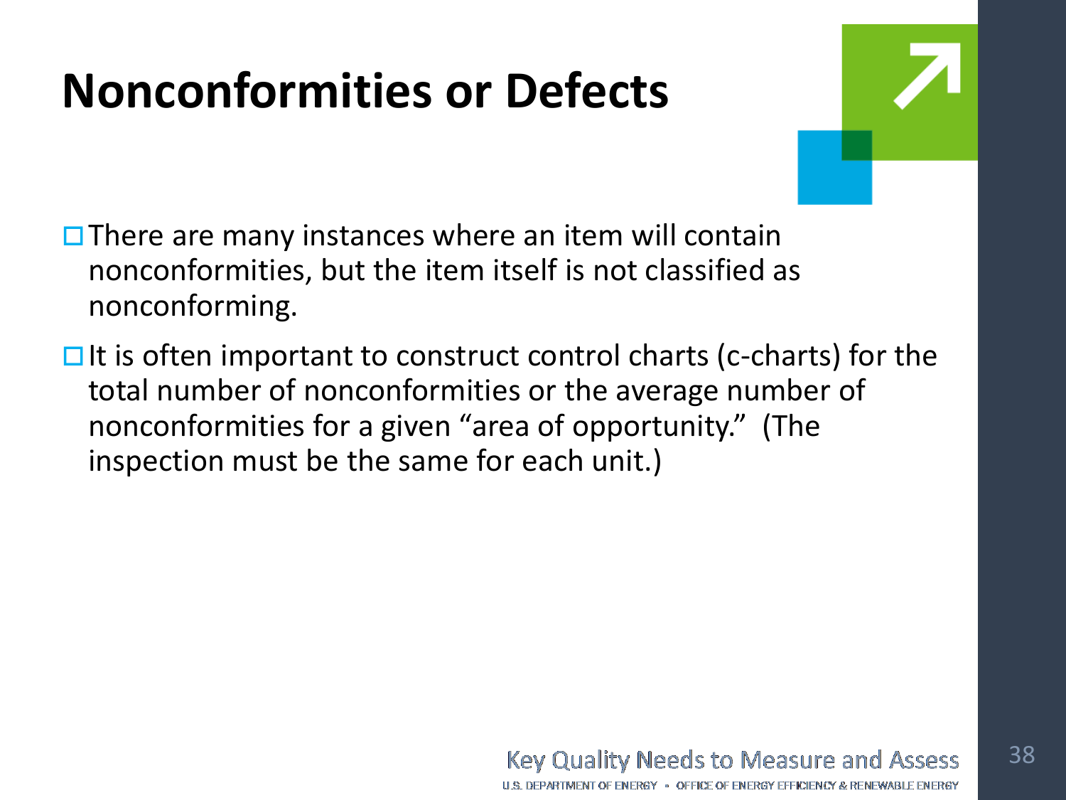# Nonconformities or Defects

- There are many instances where an item will contain nonconformities, but the item itself is not classified as nonconforming.
- It is often important to construct control charts (c-charts) for the total number of nonconformities or the average number of nonconformities for a given "area of opportunity." (The inspection must be the same for each unit.)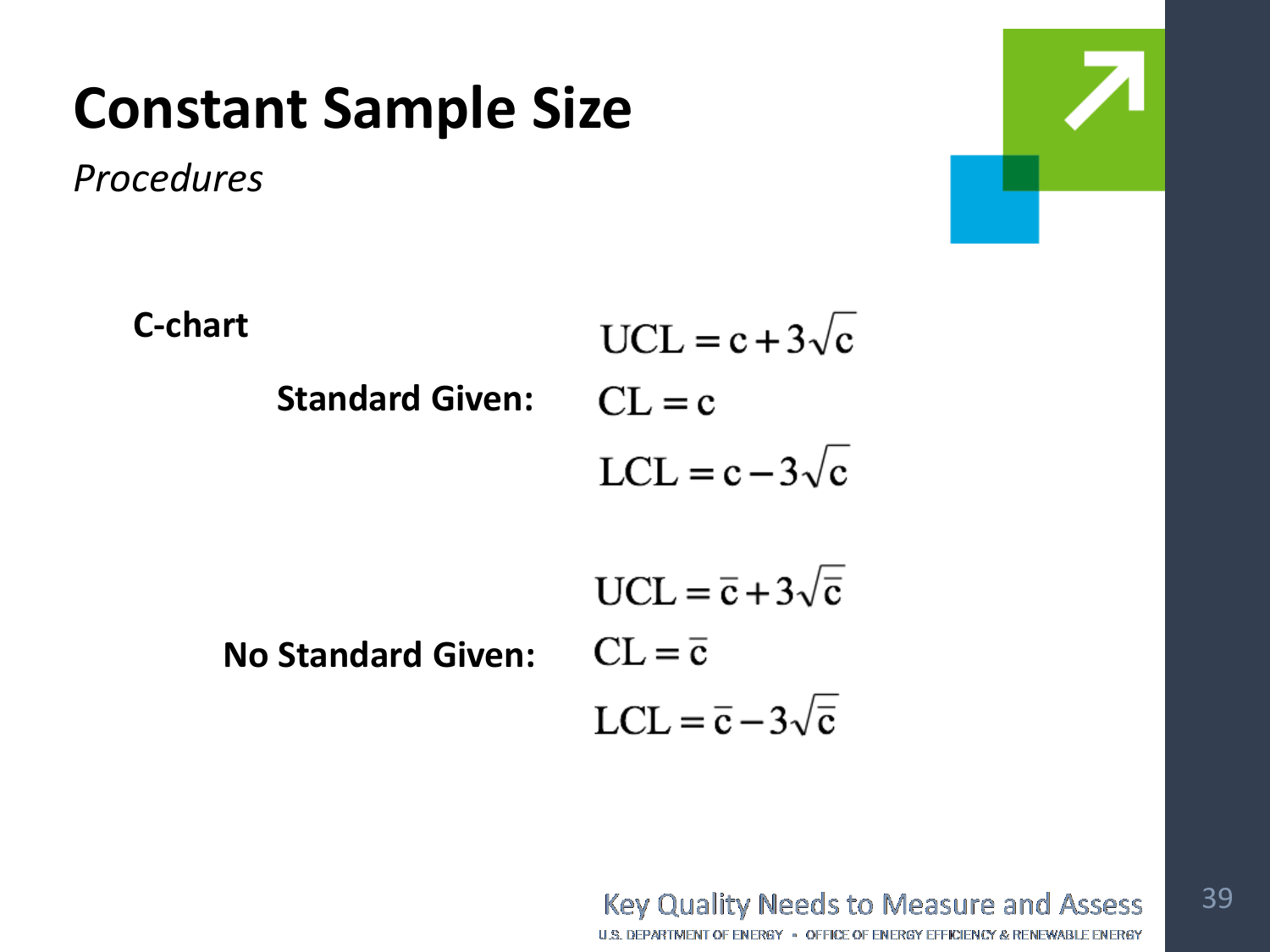# Constant Sample Size

*Procedures*

**C-chart**

**Standard Given:**

$$UCL = c + 3\sqrt{c}$$

$$CL = c$$

$$LCL = c - 3\sqrt{c}$$

**No Standard Given:**

$$UCL = \bar{c} + 3\sqrt{\bar{c}}$$

$$CL = \bar{c}$$

$$LCL = \bar{c} - 3\sqrt{\bar{c}}$$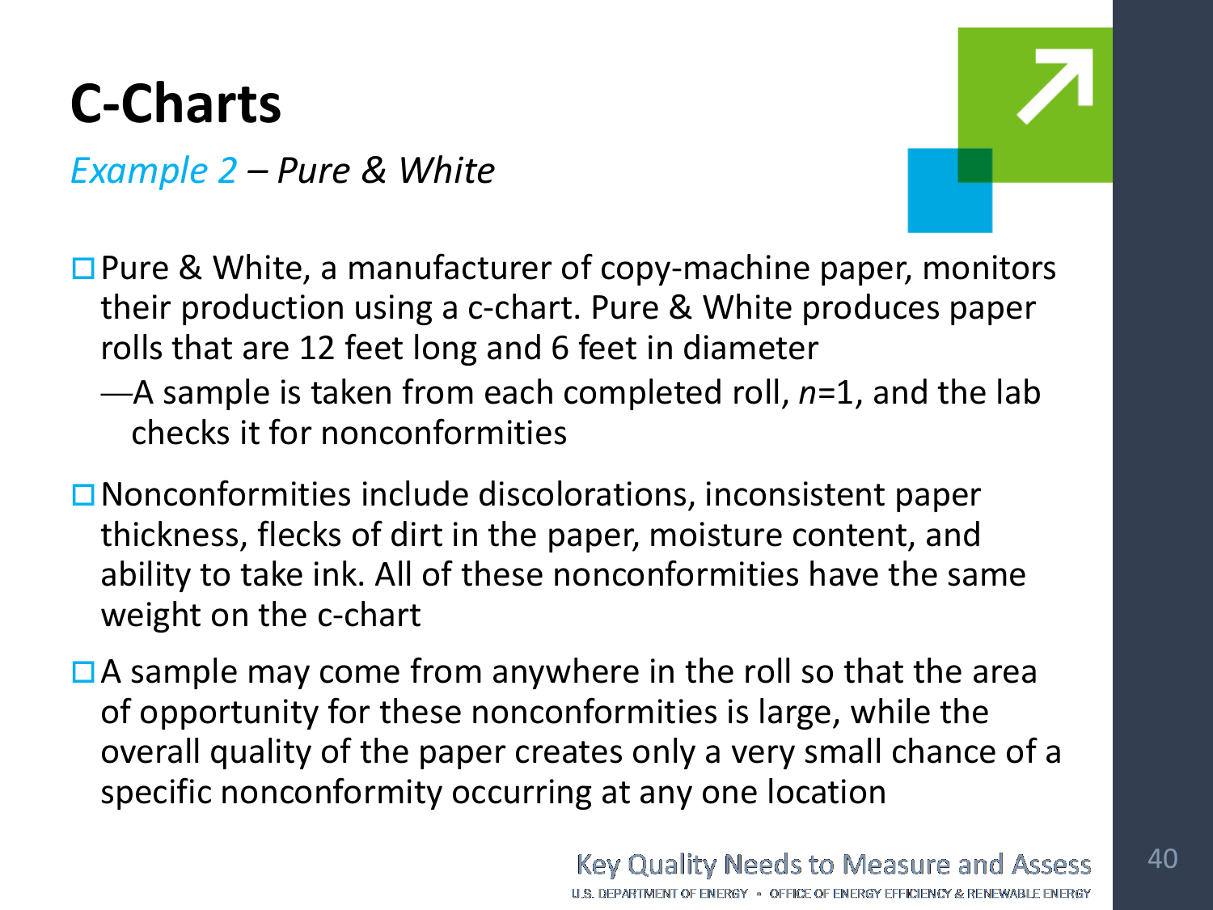# C-Charts

*Example 2 – Pure & White*

- Pure & White, a manufacturer of copy-machine paper, monitors their production using a c-chart. Pure & White produces paper rolls that are 12 feet long and 6 feet in diameter
  - A sample is taken from each completed roll, $n$=1, and the lab checks it for nonconformities
- Nonconformities include discolorations, inconsistent paper thickness, flecks of dirt in the paper, moisture content, and ability to take ink. All of these nonconformities have the same weight on the c-chart
- A sample may come from anywhere in the roll so that the area of opportunity for these nonconformities is large, while the overall quality of the paper creates only a very small chance of a specific nonconformity occurring at any one location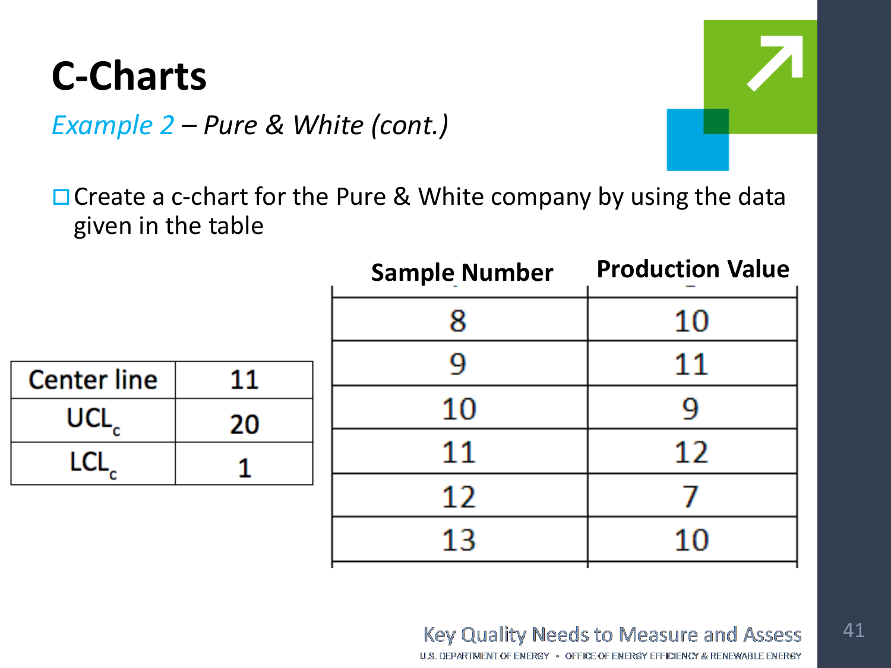# C-Charts

*Example 2 – Pure & White (cont.)*

- Create a c-chart for the Pure & White company by using the data given in the table

| Center line | 11 |
|---|---|
| $UCL_c$ | 20 |
| $LCL_c$ | 1 |

| Sample Number | Production Value |
|---|---|
| 8 | 10 |
| 9 | 11 |
| 10 | 9 |
| 11 | 12 |
| 12 | 7 |
| 13 | 10 |

Key Quality Needs to Measure and Assess

U.S. DEPARTMENT OF ENERGY • OFFICE OF ENERGY EFFICIENCY & RENEWABLE ENERGY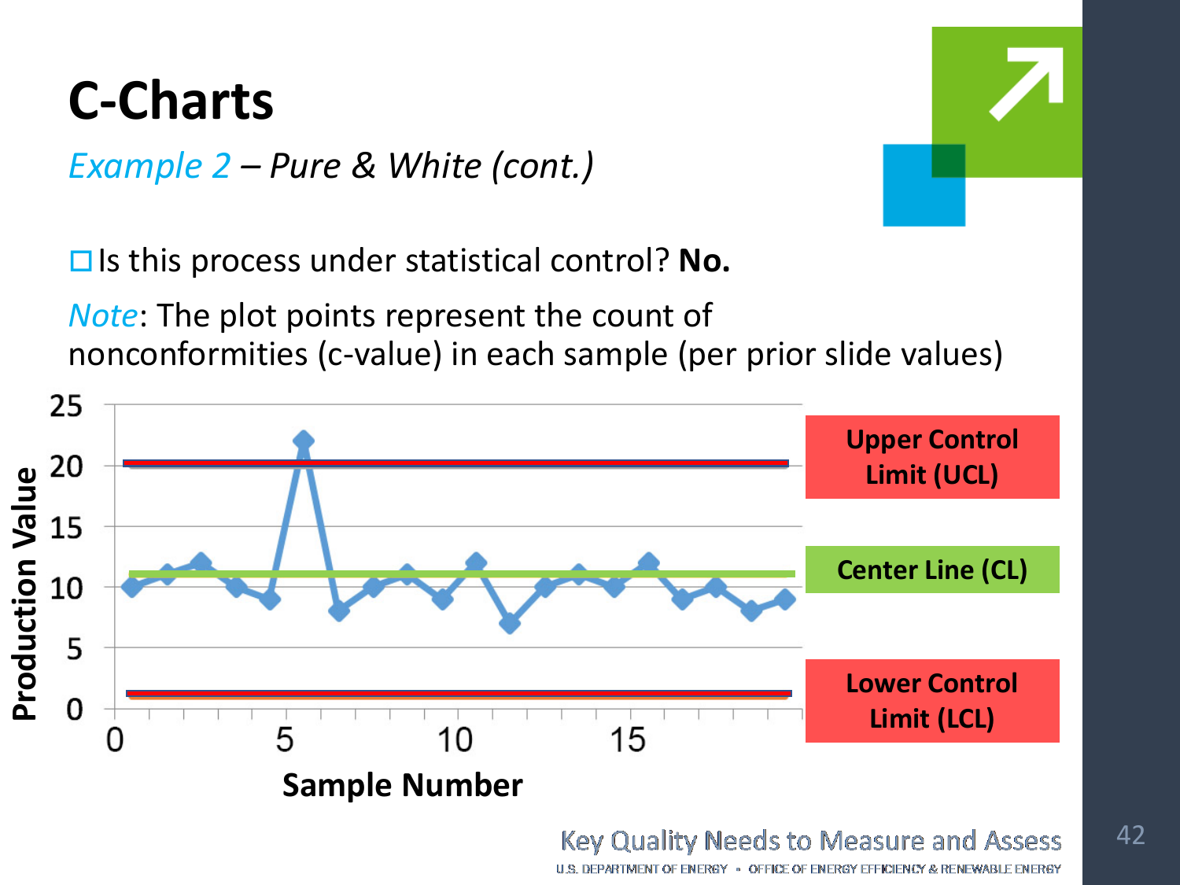# C-Charts

*Example 2 – Pure & White (cont.)*

- Is this process under statistical control? **No.**

*Note*: The plot points represent the count of nonconformities (c-value) in each sample (per prior slide values)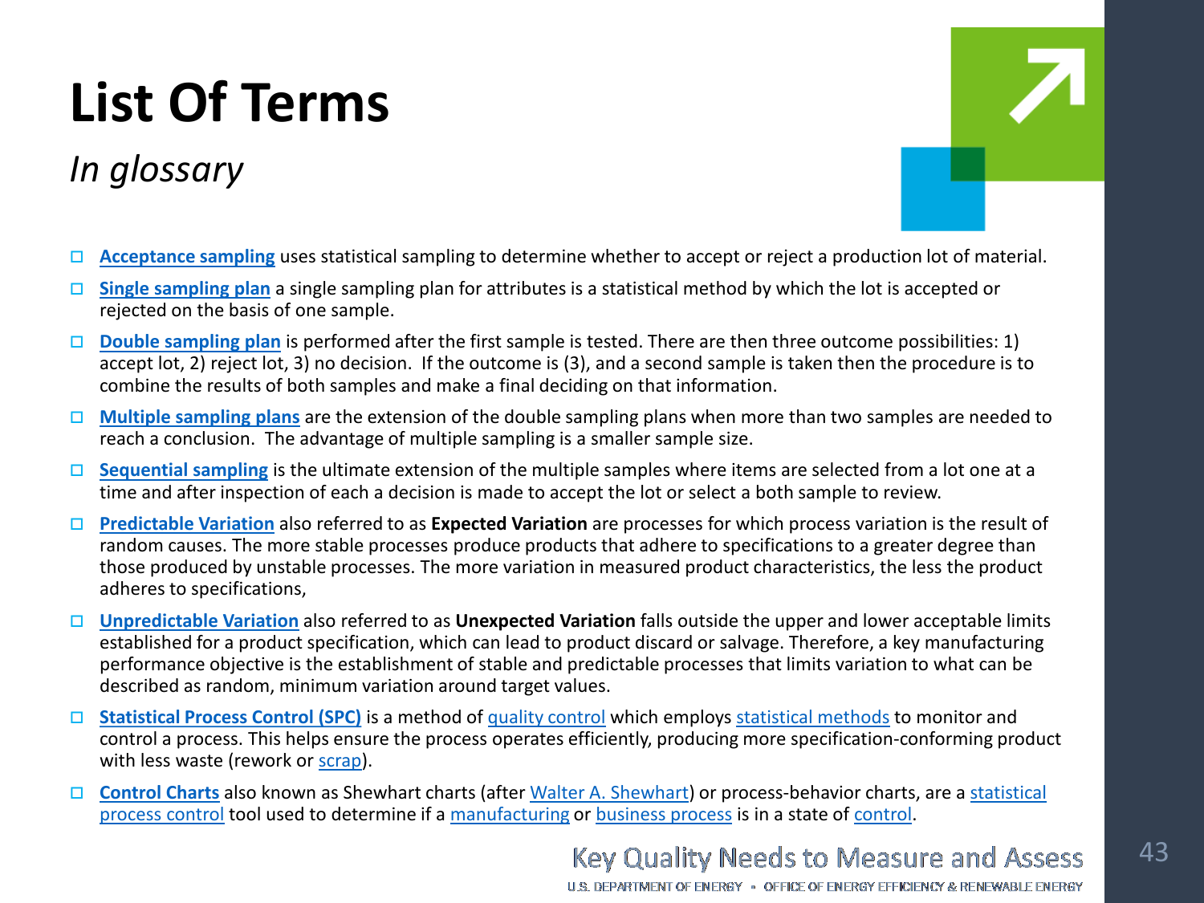# List Of Terms

*In glossary*

- **Acceptance sampling** uses statistical sampling to determine whether to accept or reject a production lot of material.
- **Single sampling plan** a single sampling plan for attributes is a statistical method by which the lot is accepted or rejected on the basis of one sample.
- **Double sampling plan** is performed after the first sample is tested. There are then three outcome possibilities: 1) accept lot, 2) reject lot, 3) no decision. If the outcome is (3), and a second sample is taken then the procedure is to combine the results of both samples and make a final deciding on that information.
- **Multiple sampling plans** are the extension of the double sampling plans when more than two samples are needed to reach a conclusion. The advantage of multiple sampling is a smaller sample size.
- **Sequential sampling** is the ultimate extension of the multiple samples where items are selected from a lot one at a time and after inspection of each a decision is made to accept the lot or select a both sample to review.
- **Predictable Variation** also referred to as **Expected Variation** are processes for which process variation is the result of random causes. The more stable processes produce products that adhere to specifications to a greater degree than those produced by unstable processes. The more variation in measured product characteristics, the less the product adheres to specifications,
- **Unpredictable Variation** also referred to as **Unexpected Variation** falls outside the upper and lower acceptable limits established for a product specification, which can lead to product discard or salvage. Therefore, a key manufacturing performance objective is the establishment of stable and predictable processes that limits variation to what can be described as random, minimum variation around target values.
- **Statistical Process Control (SPC)** is a method of quality control which employs statistical methods to monitor and control a process. This helps ensure the process operates efficiently, producing more specification-conforming product with less waste (rework or scrap).
- **Control Charts** also known as Shewhart charts (after Walter A. Shewhart) or process-behavior charts, are a statistical process control tool used to determine if a manufacturing or business process is in a state of control.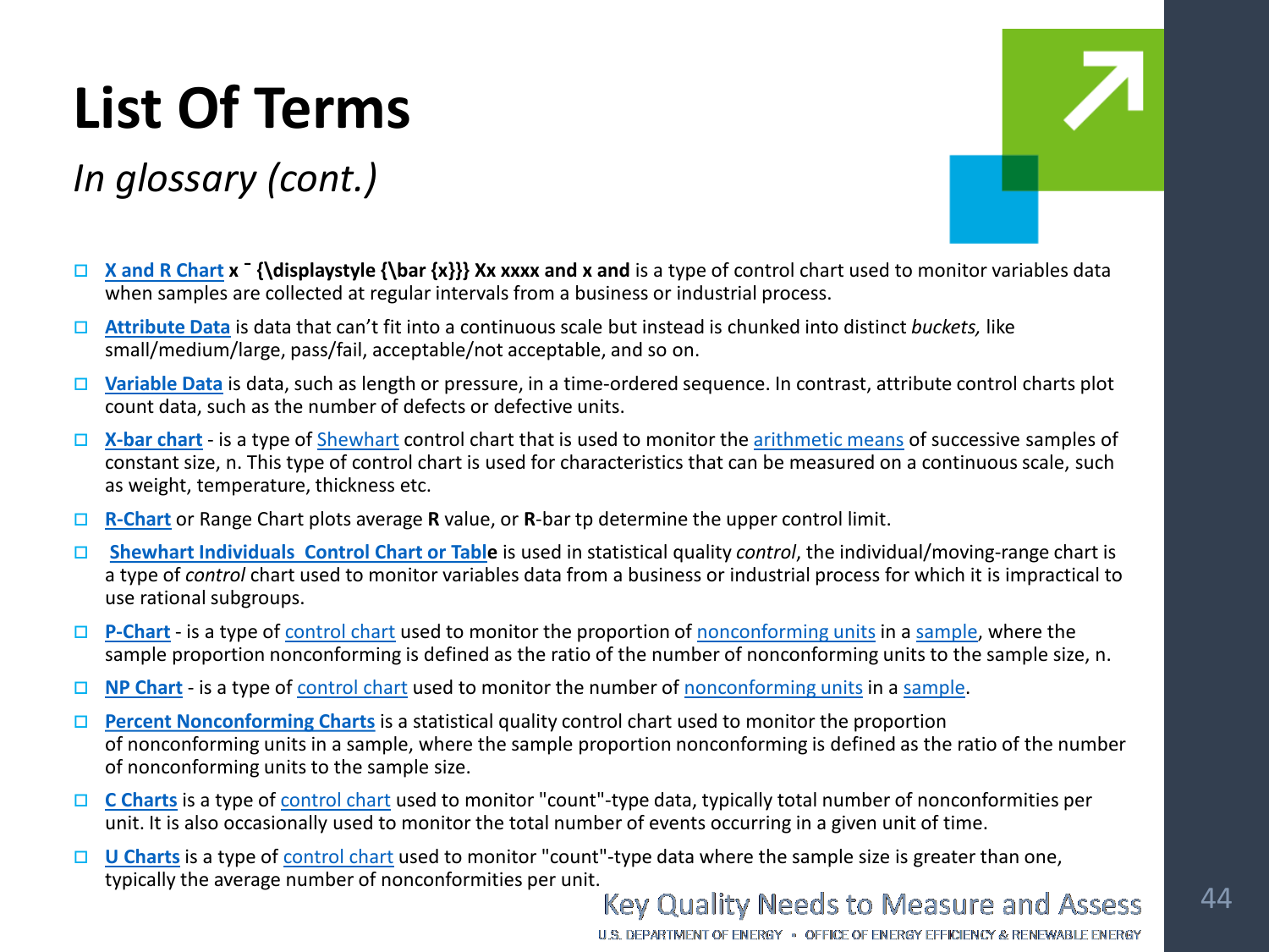# List Of Terms

*In glossary (cont.)*

- **X and R Chart x ¯ {\displaystyle {\bar {x}}} Xx xxxx and x and** is a type of control chart used to monitor variables data when samples are collected at regular intervals from a business or industrial process.
- **Attribute Data** is data that can't fit into a continuous scale but instead is chunked into distinct *buckets,* like small/medium/large, pass/fail, acceptable/not acceptable, and so on.
- **Variable Data** is data, such as length or pressure, in a time-ordered sequence. In contrast, attribute control charts plot count data, such as the number of defects or defective units.
- **X-bar chart** - is a type of Shewhart control chart that is used to monitor the arithmetic means of successive samples of constant size, n. This type of control chart is used for characteristics that can be measured on a continuous scale, such as weight, temperature, thickness etc.
- **R-Chart** or Range Chart plots average **R** value, or **R**-bar tp determine the upper control limit.
- **Shewhart Individuals Control Chart or Table** is used in statistical quality *control*, the individual/moving-range chart is a type of *control* chart used to monitor variables data from a business or industrial process for which it is impractical to use rational subgroups.
- **P-Chart** - is a type of control chart used to monitor the proportion of nonconforming units in a sample, where the sample proportion nonconforming is defined as the ratio of the number of nonconforming units to the sample size, n.
- **NP Chart** - is a type of control chart used to monitor the number of nonconforming units in a sample.
- **Percent Nonconforming Charts** is a statistical quality control chart used to monitor the proportion of nonconforming units in a sample, where the sample proportion nonconforming is defined as the ratio of the number of nonconforming units to the sample size.
- **C Charts** is a type of control chart used to monitor "count"-type data, typically total number of nonconformities per unit. It is also occasionally used to monitor the total number of events occurring in a given unit of time.
- **U Charts** is a type of control chart used to monitor "count"-type data where the sample size is greater than one, typically the average number of nonconformities per unit.